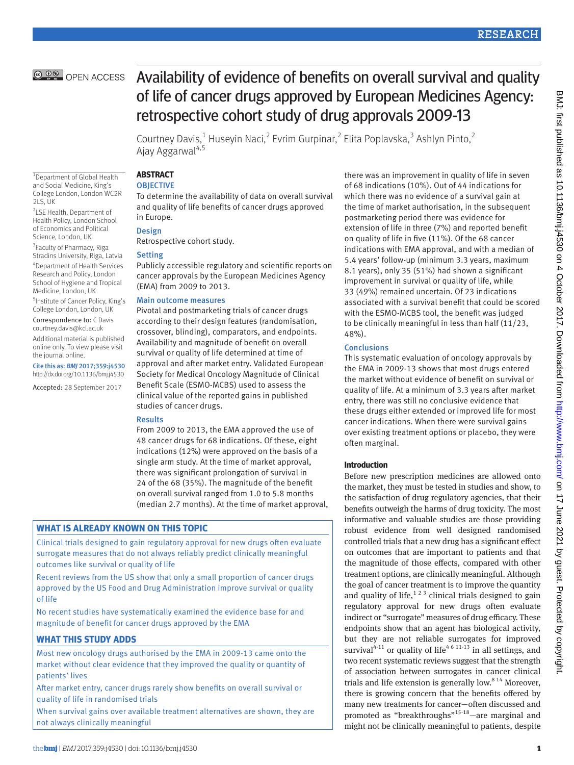RESEARCH

OPEN ACCESS

# Availability of evidence of benefits on overall survival and quality of life of cancer drugs approved by European Medicines Agency: retrospective cohort study of drug approvals 2009-13

Courtney Davis,[1] Huseyin Naci,[2] Evrim Gurpinar,[2] Elita Poplavska,[3] Ashlyn Pinto,[2] Ajay Aggarwal[4,5]

[1]Department of Global Health and Social Medicine, King's College London, London WC2R 2LS, UK

[2]LSE Health, Department of Health Policy, London School of Economics and Political Science, London, UK

[3]Faculty of Pharmacy, Riga Stradins University, Riga, Latvia

[4]Department of Health Services Research and Policy, London School of Hygiene and Tropical Medicine, London, UK

[5]Institute of Cancer Policy, King's College London, London, UK

Correspondence to: C Davis courtney.davis@kcl.ac.uk

Additional material is published online only. To view please visit the journal online.

Cite this as: *BMJ* 2017;359:j4530 http://dx.doi.org/10.1136/bmj.j4530

Accepted: 28 September 2017

## ABSTRACT

### OBJECTIVE

To determine the availability of data on overall survival and quality of life benefits of cancer drugs approved in Europe.

### Design

Retrospective cohort study.

### Setting

Publicly accessible regulatory and scientific reports on cancer approvals by the European Medicines Agency (EMA) from 2009 to 2013.

### Main outcome measures

Pivotal and postmarketing trials of cancer drugs according to their design features (randomisation, crossover, blinding), comparators, and endpoints. Availability and magnitude of benefit on overall survival or quality of life determined at time of approval and after market entry. Validated European Society for Medical Oncology Magnitude of Clinical Benefit Scale (ESMO-MCBS) used to assess the clinical value of the reported gains in published studies of cancer drugs.

### Results

From 2009 to 2013, the EMA approved the use of 48 cancer drugs for 68 indications. Of these, eight indications (12%) were approved on the basis of a single arm study. At the time of market approval, there was significant prolongation of survival in 24 of the 68 (35%). The magnitude of the benefit on overall survival ranged from 1.0 to 5.8 months (median 2.7 months). At the time of market approval, there was an improvement in quality of life in seven of 68 indications (10%). Out of 44 indications for which there was no evidence of a survival gain at the time of market authorisation, in the subsequent postmarketing period there was evidence for extension of life in three (7%) and reported benefit on quality of life in five (11%). Of the 68 cancer indications with EMA approval, and with a median of 5.4 years' follow-up (minimum 3.3 years, maximum 8.1 years), only 35 (51%) had shown a significant improvement in survival or quality of life, while 33 (49%) remained uncertain. Of 23 indications associated with a survival benefit that could be scored with the ESMO-MCBS tool, the benefit was judged to be clinically meaningful in less than half (11/23, 48%).

### Conclusions

This systematic evaluation of oncology approvals by the EMA in 2009-13 shows that most drugs entered the market without evidence of benefit on survival or quality of life. At a minimum of 3.3 years after market entry, there was still no conclusive evidence that these drugs either extended or improved life for most cancer indications. When there were survival gains over existing treatment options or placebo, they were often marginal.

### WHAT IS ALREADY KNOWN ON THIS TOPIC

Clinical trials designed to gain regulatory approval for new drugs often evaluate surrogate measures that do not always reliably predict clinically meaningful outcomes like survival or quality of life

Recent reviews from the US show that only a small proportion of cancer drugs approved by the US Food and Drug Administration improve survival or quality of life

No recent studies have systematically examined the evidence base for and magnitude of benefit for cancer drugs approved by the EMA

### WHAT THIS STUDY ADDS

Most new oncology drugs authorised by the EMA in 2009-13 came onto the market without clear evidence that they improved the quality or quantity of patients' lives

After market entry, cancer drugs rarely show benefits on overall survival or quality of life in randomised trials

When survival gains over available treatment alternatives are shown, they are not always clinically meaningful

## Introduction

Before new prescription medicines are allowed onto the market, they must be tested in studies and show, to the satisfaction of drug regulatory agencies, that their benefits outweigh the harms of drug toxicity. The most informative and valuable studies are those providing robust evidence from well designed randomised controlled trials that a new drug has a significant effect on outcomes that are important to patients and that the magnitude of those effects, compared with other treatment options, are clinically meaningful. Although the goal of cancer treatment is to improve the quantity and quality of life,[1 2 3] clinical trials designed to gain regulatory approval for new drugs often evaluate indirect or "surrogate" measures of drug efficacy. These endpoints show that an agent has biological activity, but they are not reliable surrogates for improved survival[4-11] or quality of life[4 6 11-13] in all settings, and two recent systematic reviews suggest that the strength of association between surrogates in cancer clinical trials and life extension is generally low.[8 14] Moreover, there is growing concern that the benefits offered by many new treatments for cancer—often discussed and promoted as "breakthroughs"[15-18]—are marginal and might not be clinically meaningful to patients, despite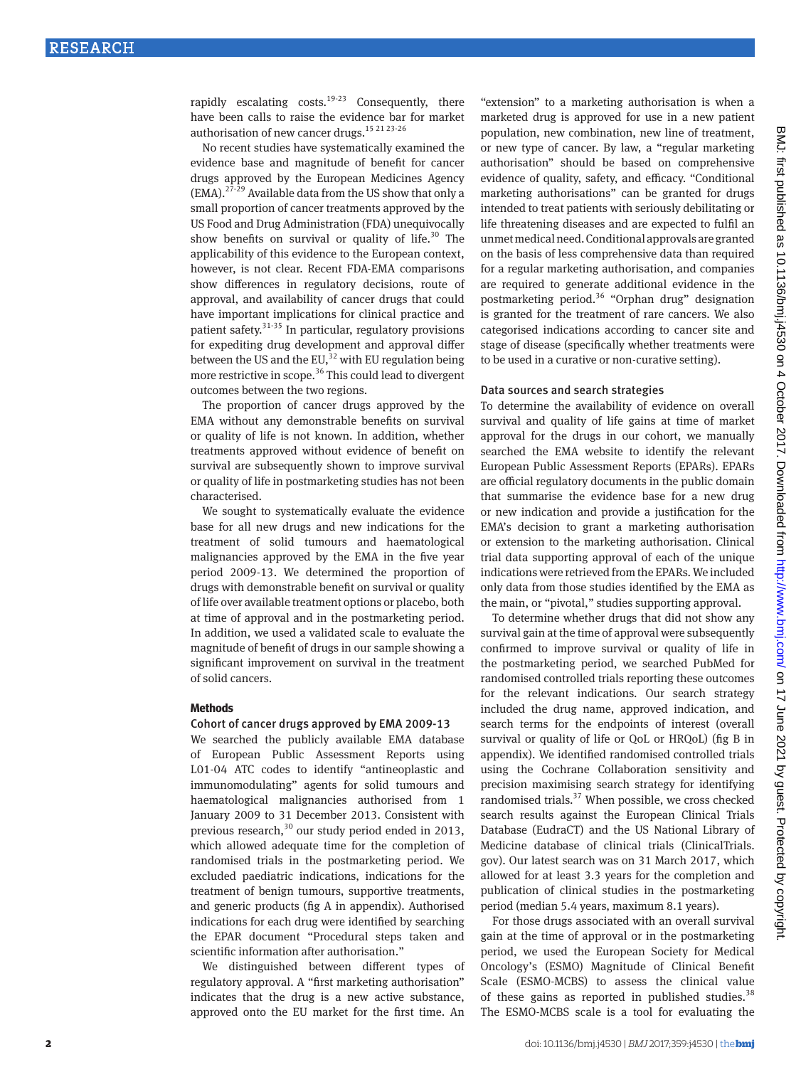rapidly escalating costs.[19-23] Consequently, there have been calls to raise the evidence bar for market authorisation of new cancer drugs.[15 21 23-26]

No recent studies have systematically examined the evidence base and magnitude of benefit for cancer drugs approved by the European Medicines Agency (EMA).[27-29] Available data from the US show that only a small proportion of cancer treatments approved by the US Food and Drug Administration (FDA) unequivocally show benefits on survival or quality of life.[30] The applicability of this evidence to the European context, however, is not clear. Recent FDA-EMA comparisons show differences in regulatory decisions, route of approval, and availability of cancer drugs that could have important implications for clinical practice and patient safety.[31-35] In particular, regulatory provisions for expediting drug development and approval differ between the US and the EU,[32] with EU regulation being more restrictive in scope.[36] This could lead to divergent outcomes between the two regions.

The proportion of cancer drugs approved by the EMA without any demonstrable benefits on survival or quality of life is not known. In addition, whether treatments approved without evidence of benefit on survival are subsequently shown to improve survival or quality of life in postmarketing studies has not been characterised.

We sought to systematically evaluate the evidence base for all new drugs and new indications for the treatment of solid tumours and haematological malignancies approved by the EMA in the five year period 2009-13. We determined the proportion of drugs with demonstrable benefit on survival or quality of life over available treatment options or placebo, both at time of approval and in the postmarketing period. In addition, we used a validated scale to evaluate the magnitude of benefit of drugs in our sample showing a significant improvement on survival in the treatment of solid cancers.

## Methods

### Cohort of cancer drugs approved by EMA 2009-13

We searched the publicly available EMA database of European Public Assessment Reports using L01-04 ATC codes to identify "antineoplastic and immunomodulating" agents for solid tumours and haematological malignancies authorised from 1 January 2009 to 31 December 2013. Consistent with previous research,[30] our study period ended in 2013, which allowed adequate time for the completion of randomised trials in the postmarketing period. We excluded paediatric indications, indications for the treatment of benign tumours, supportive treatments, and generic products (fig A in appendix). Authorised indications for each drug were identified by searching the EPAR document "Procedural steps taken and scientific information after authorisation."

We distinguished between different types of regulatory approval. A "first marketing authorisation" indicates that the drug is a new active substance, approved onto the EU market for the first time. An "extension" to a marketing authorisation is when a marketed drug is approved for use in a new patient population, new combination, new line of treatment, or new type of cancer. By law, a "regular marketing authorisation" should be based on comprehensive evidence of quality, safety, and efficacy. "Conditional marketing authorisations" can be granted for drugs intended to treat patients with seriously debilitating or life threatening diseases and are expected to fulfil an unmet medical need. Conditional approvals are granted on the basis of less comprehensive data than required for a regular marketing authorisation, and companies are required to generate additional evidence in the postmarketing period.[36] "Orphan drug" designation is granted for the treatment of rare cancers. We also categorised indications according to cancer site and stage of disease (specifically whether treatments were to be used in a curative or non-curative setting).

### Data sources and search strategies

To determine the availability of evidence on overall survival and quality of life gains at time of market approval for the drugs in our cohort, we manually searched the EMA website to identify the relevant European Public Assessment Reports (EPARs). EPARs are official regulatory documents in the public domain that summarise the evidence base for a new drug or new indication and provide a justification for the EMA's decision to grant a marketing authorisation or extension to the marketing authorisation. Clinical trial data supporting approval of each of the unique indications were retrieved from the EPARs. We included only data from those studies identified by the EMA as the main, or "pivotal," studies supporting approval.

To determine whether drugs that did not show any survival gain at the time of approval were subsequently confirmed to improve survival or quality of life in the postmarketing period, we searched PubMed for randomised controlled trials reporting these outcomes for the relevant indications. Our search strategy included the drug name, approved indication, and search terms for the endpoints of interest (overall survival or quality of life or QoL or HRQoL) (fig B in appendix). We identified randomised controlled trials using the Cochrane Collaboration sensitivity and precision maximising search strategy for identifying randomised trials.[37] When possible, we cross checked search results against the European Clinical Trials Database (EudraCT) and the US National Library of Medicine database of clinical trials (ClinicalTrials.gov). Our latest search was on 31 March 2017, which allowed for at least 3.3 years for the completion and publication of clinical studies in the postmarketing period (median 5.4 years, maximum 8.1 years).

For those drugs associated with an overall survival gain at the time of approval or in the postmarketing period, we used the European Society for Medical Oncology's (ESMO) Magnitude of Clinical Benefit Scale (ESMO-MCBS) to assess the clinical value of these gains as reported in published studies.[38] The ESMO-MCBS scale is a tool for evaluating the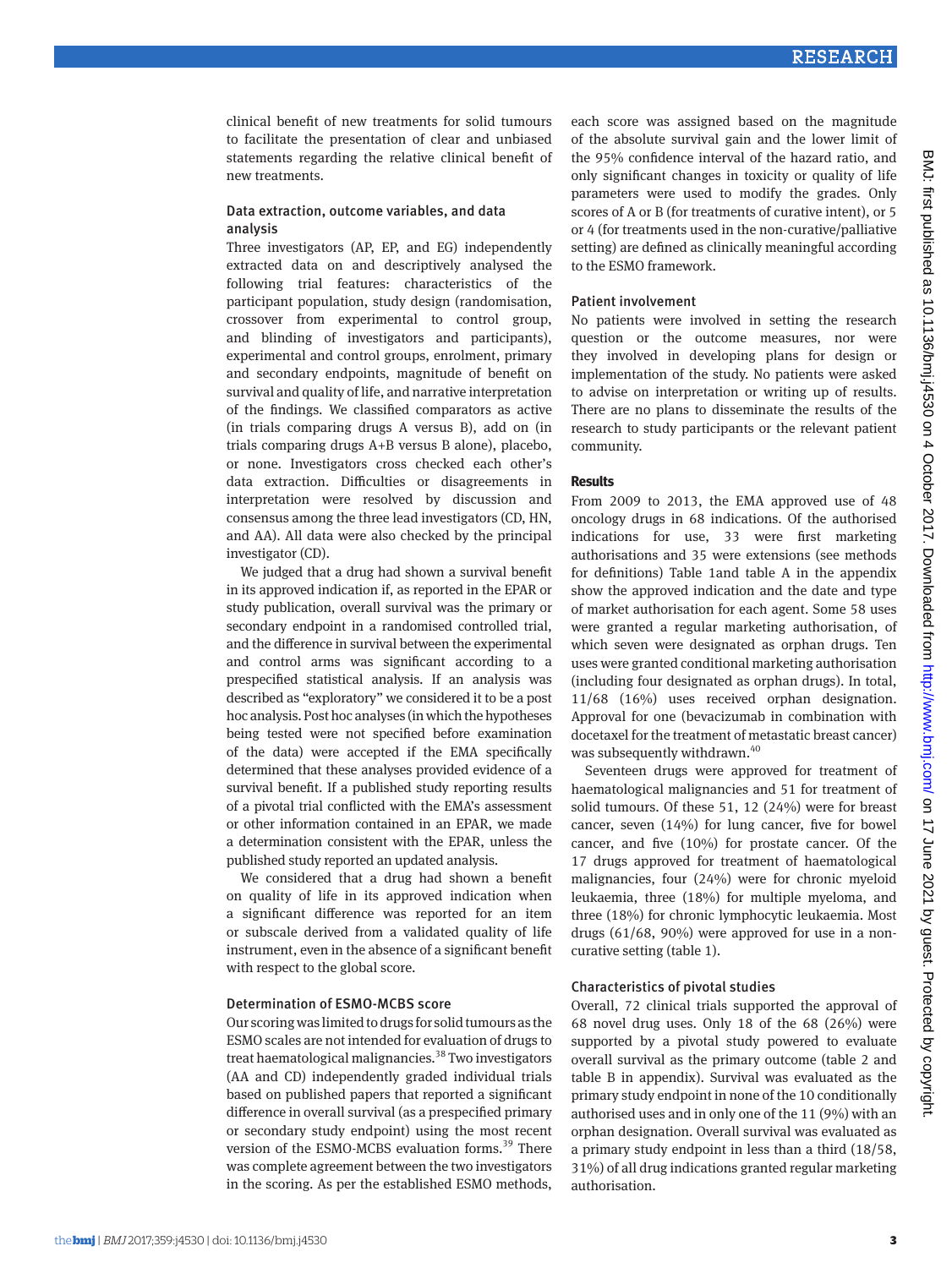clinical benefit of new treatments for solid tumours to facilitate the presentation of clear and unbiased statements regarding the relative clinical benefit of new treatments.

### Data extraction, outcome variables, and data analysis

Three investigators (AP, EP, and EG) independently extracted data on and descriptively analysed the following trial features: characteristics of the participant population, study design (randomisation, crossover from experimental to control group, and blinding of investigators and participants), experimental and control groups, enrolment, primary and secondary endpoints, magnitude of benefit on survival and quality of life, and narrative interpretation of the findings. We classified comparators as active (in trials comparing drugs A versus B), add on (in trials comparing drugs A+B versus B alone), placebo, or none. Investigators cross checked each other's data extraction. Difficulties or disagreements in interpretation were resolved by discussion and consensus among the three lead investigators (CD, HN, and AA). All data were also checked by the principal investigator (CD).

We judged that a drug had shown a survival benefit in its approved indication if, as reported in the EPAR or study publication, overall survival was the primary or secondary endpoint in a randomised controlled trial, and the difference in survival between the experimental and control arms was significant according to a prespecified statistical analysis. If an analysis was described as "exploratory" we considered it to be a post hoc analysis. Post hoc analyses (in which the hypotheses being tested were not specified before examination of the data) were accepted if the EMA specifically determined that these analyses provided evidence of a survival benefit. If a published study reporting results of a pivotal trial conflicted with the EMA's assessment or other information contained in an EPAR, we made a determination consistent with the EPAR, unless the published study reported an updated analysis.

We considered that a drug had shown a benefit on quality of life in its approved indication when a significant difference was reported for an item or subscale derived from a validated quality of life instrument, even in the absence of a significant benefit with respect to the global score.

### Determination of ESMO-MCBS score

Our scoring was limited to drugs for solid tumours as the ESMO scales are not intended for evaluation of drugs to treat haematological malignancies.[38] Two investigators (AA and CD) independently graded individual trials based on published papers that reported a significant difference in overall survival (as a prespecified primary or secondary study endpoint) using the most recent version of the ESMO-MCBS evaluation forms.[39] There was complete agreement between the two investigators in the scoring. As per the established ESMO methods, each score was assigned based on the magnitude of the absolute survival gain and the lower limit of the 95% confidence interval of the hazard ratio, and only significant changes in toxicity or quality of life parameters were used to modify the grades. Only scores of A or B (for treatments of curative intent), or 5 or 4 (for treatments used in the non-curative/palliative setting) are defined as clinically meaningful according to the ESMO framework.

### Patient involvement

No patients were involved in setting the research question or the outcome measures, nor were they involved in developing plans for design or implementation of the study. No patients were asked to advise on interpretation or writing up of results. There are no plans to disseminate the results of the research to study participants or the relevant patient community.

## Results

From 2009 to 2013, the EMA approved use of 48 oncology drugs in 68 indications. Of the authorised indications for use, 33 were first marketing authorisations and 35 were extensions (see methods for definitions) Table 1and table A in the appendix show the approved indication and the date and type of market authorisation for each agent. Some 58 uses were granted a regular marketing authorisation, of which seven were designated as orphan drugs. Ten uses were granted conditional marketing authorisation (including four designated as orphan drugs). In total, 11/68 (16%) uses received orphan designation. Approval for one (bevacizumab in combination with docetaxel for the treatment of metastatic breast cancer) was subsequently withdrawn.[40]

Seventeen drugs were approved for treatment of haematological malignancies and 51 for treatment of solid tumours. Of these 51, 12 (24%) were for breast cancer, seven (14%) for lung cancer, five for bowel cancer, and five (10%) for prostate cancer. Of the 17 drugs approved for treatment of haematological malignancies, four (24%) were for chronic myeloid leukaemia, three (18%) for multiple myeloma, and three (18%) for chronic lymphocytic leukaemia. Most drugs (61/68, 90%) were approved for use in a non-curative setting (table 1).

### Characteristics of pivotal studies

Overall, 72 clinical trials supported the approval of 68 novel drug uses. Only 18 of the 68 (26%) were supported by a pivotal study powered to evaluate overall survival as the primary outcome (table 2 and table B in appendix). Survival was evaluated as the primary study endpoint in none of the 10 conditionally authorised uses and in only one of the 11 (9%) with an orphan designation. Overall survival was evaluated as a primary study endpoint in less than a third (18/58, 31%) of all drug indications granted regular marketing authorisation.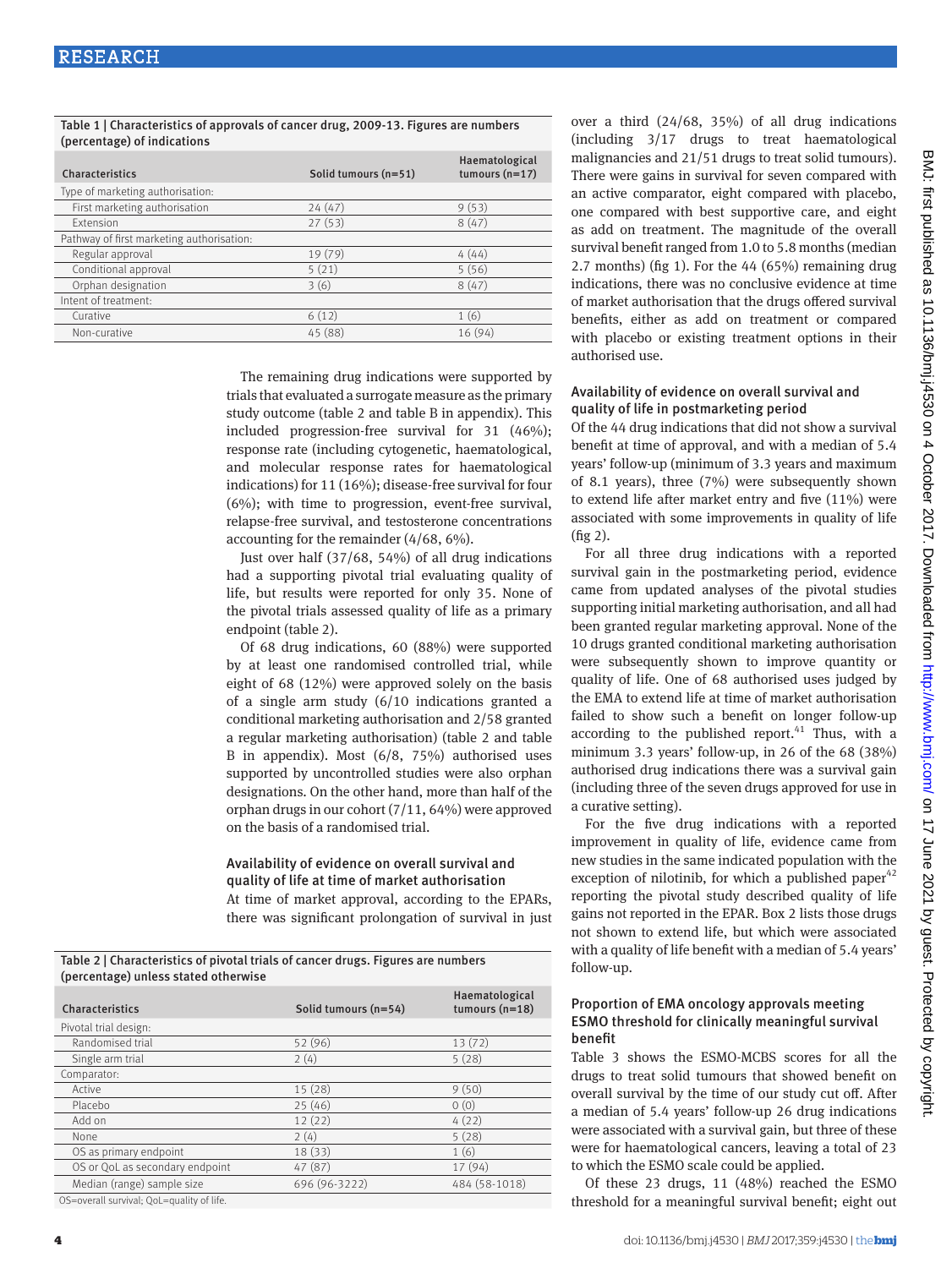Table 1 | Characteristics of approvals of cancer drug, 2009-13. Figures are numbers (percentage) of indications

| Characteristics | Solid tumours (n=51) | Haematological tumours (n=17) |
|---|---|---|
| Type of marketing authorisation: | | |
| First marketing authorisation | 24 (47) | 9 (53) |
| Extension | 27 (53) | 8 (47) |
| Pathway of first marketing authorisation: | | |
| Regular approval | 19 (79) | 4 (44) |
| Conditional approval | 5 (21) | 5 (56) |
| Orphan designation | 3 (6) | 8 (47) |
| Intent of treatment: | | |
| Curative | 6 (12) | 1 (6) |
| Non-curative | 45 (88) | 16 (94) |

The remaining drug indications were supported by trials that evaluated a surrogate measure as the primary study outcome (table 2 and table B in appendix). This included progression-free survival for 31 (46%); response rate (including cytogenetic, haematological, and molecular response rates for haematological indications) for 11 (16%); disease-free survival for four (6%); with time to progression, event-free survival, relapse-free survival, and testosterone concentrations accounting for the remainder (4/68, 6%).

Just over half (37/68, 54%) of all drug indications had a supporting pivotal trial evaluating quality of life, but results were reported for only 35. None of the pivotal trials assessed quality of life as a primary endpoint (table 2).

Of 68 drug indications, 60 (88%) were supported by at least one randomised controlled trial, while eight of 68 (12%) were approved solely on the basis of a single arm study (6/10 indications granted a conditional marketing authorisation and 2/58 granted a regular marketing authorisation) (table 2 and table B in appendix). Most (6/8, 75%) authorised uses supported by uncontrolled studies were also orphan designations. On the other hand, more than half of the orphan drugs in our cohort (7/11, 64%) were approved on the basis of a randomised trial.

### Availability of evidence on overall survival and quality of life at time of market authorisation

At time of market approval, according to the EPARs, there was significant prolongation of survival in just over a third (24/68, 35%) of all drug indications (including 3/17 drugs to treat haematological malignancies and 21/51 drugs to treat solid tumours). There were gains in survival for seven compared with an active comparator, eight compared with placebo, one compared with best supportive care, and eight as add on treatment. The magnitude of the overall survival benefit ranged from 1.0 to 5.8 months (median 2.7 months) (fig 1). For the 44 (65%) remaining drug indications, there was no conclusive evidence at time of market authorisation that the drugs offered survival benefits, either as add on treatment or compared with placebo or existing treatment options in their authorised use.

Table 2 | Characteristics of pivotal trials of cancer drugs. Figures are numbers (percentage) unless stated otherwise

| Characteristics | Solid tumours (n=54) | Haematological tumours (n=18) |
|---|---|---|
| Pivotal trial design: | | |
| Randomised trial | 52 (96) | 13 (72) |
| Single arm trial | 2 (4) | 5 (28) |
| Comparator: | | |
| Active | 15 (28) | 9 (50) |
| Placebo | 25 (46) | 0 (0) |
| Add on | 12 (22) | 4 (22) |
| None | 2 (4) | 5 (28) |
| OS as primary endpoint | 18 (33) | 1 (6) |
| OS or QoL as secondary endpoint | 47 (87) | 17 (94) |
| Median (range) sample size | 696 (96-3222) | 484 (58-1018) |

OS=overall survival; QoL=quality of life.

### Availability of evidence on overall survival and quality of life in postmarketing period

Of the 44 drug indications that did not show a survival benefit at time of approval, and with a median of 5.4 years' follow-up (minimum of 3.3 years and maximum of 8.1 years), three (7%) were subsequently shown to extend life after market entry and five (11%) were associated with some improvements in quality of life (fig 2).

For all three drug indications with a reported survival gain in the postmarketing period, evidence came from updated analyses of the pivotal studies supporting initial marketing authorisation, and all had been granted regular marketing approval. None of the 10 drugs granted conditional marketing authorisation were subsequently shown to improve quantity or quality of life. One of 68 authorised uses judged by the EMA to extend life at time of market authorisation failed to show such a benefit on longer follow-up according to the published report.[41] Thus, with a minimum 3.3 years' follow-up, in 26 of the 68 (38%) authorised drug indications there was a survival gain (including three of the seven drugs approved for use in a curative setting).

For the five drug indications with a reported improvement in quality of life, evidence came from new studies in the same indicated population with the exception of nilotinib, for which a published paper[42] reporting the pivotal study described quality of life gains not reported in the EPAR. Box 2 lists those drugs not shown to extend life, but which were associated with a quality of life benefit with a median of 5.4 years' follow-up.

### Proportion of EMA oncology approvals meeting ESMO threshold for clinically meaningful survival benefit

Table 3 shows the ESMO-MCBS scores for all the drugs to treat solid tumours that showed benefit on overall survival by the time of our study cut off. After a median of 5.4 years' follow-up 26 drug indications were associated with a survival gain, but three of these were for haematological cancers, leaving a total of 23 to which the ESMO scale could be applied.

Of these 23 drugs, 11 (48%) reached the ESMO threshold for a meaningful survival benefit; eight out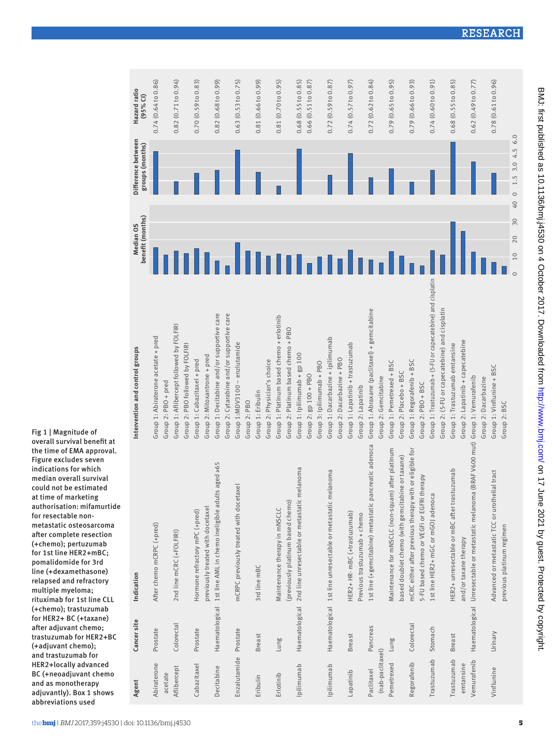| Agent | Cancer site | Indication | Intervention and control groups | Hazard ratio (95% CI) |
|---|---|---|---|---|
| Abiraterone acetate | Prostate | After chemo mCRPC (+pred) | Group 1: Abiraterone acetate + pred<br>Group 2: PBO + pred | 0.74 (0.64 to 0.86) |
| Aflibercept | Colorectal | 2nd line mCRC (+FOLFIRI) | Group 1: Aflibercept followed by FOLFIRI<br>Group 2: PBO followed by FOLFIRI | 0.82 (0.71 to 0.94) |
| Cabazitaxel | Prostate | Hormone refractory mPC (+pred) previously treated with docetaxel | Group 1: Cabazitaxel + pred<br>Group 2: Mitoxantrone + pred | 0.70 (0.59 to 0.83) |
| Decitabine | Haematological | 1st line AML in chemo ineligible adults aged ≥65 | Group 1: Decitabine and/or supportive care<br>Group 2: Cytarabine and/or supportive care | 0.82 (0.68 to 0.99) |
| Enzalutamide | Prostate | mCRPC previously treated with docetaxel | Group 1:MDV3100 – enzlutamide<br>Group 2: PBO | 0.63 (0.53 to 0.75) |
| Eribulin | Breast | 3rd line mBC | Group 1: Eribulin<br>Group 2: Physician's choice | 0.81 (0.66 to 0.99) |
| Erlotinib | Lung | Maintenance therapy in mNSCLC (previously platinum based chemo) | Group 1: Platinum based chemo + erlotinib<br>Group 2: Platinum based chemo + PBO | 0.81 (0.70 to 0.95) |
| Ipilimumab | Haematological | 2nd line unresectable or metastatic melanoma | Group 1: Ipilimumab + gp 100<br>Group 2: gp 100 + PBO<br>Group 3: Ipilimumab + PBO | 0.68 (0.55 to 0.85)<br>0.66 (0.51 to 0.87) |
| Ipilimumab | Haematological | 1st line unresectable or metastatic melanoma | Group 1: Dacarbazine + ipilimumab<br>Group 2: Dacarbazine + PBO | 0.72 (0.59 to 0.87) |
| Lapatinib | Breast | HER2+ HR- mBC (+trastuzumab) Previous trastuzumab + chemo | Group 1: Lapatinib + trastuzumab<br>Group 2: Lapatinib | 0.74 (0.57 to 0.97) |
| Paclitaxel (nab-paclitaxel) | Pancreas | 1st line (+gemcitabine) metastatic pancreatic adenoca | Group 1: Abraxane (paclitaxel) + gemcitabine<br>Group 2: Gemcitabine | 0.72 (0.62 to 0.84) |
| Pemetrexed | Lung | Maintenance for mNSCLC (non-squam) after platinum based doublet chemo (with gemcitabine or taxane) | Group 1: Pemetrexed + BSC<br>Group 2: Placebo + BSC | 0.79 (0.65 to 0.95) |
| Regorafenib | Colorectal | mCRC either after previous therapy with or eligible for 5-FU based chemo or VEGFI or EGFRi therapy | Group 1: Regorafenib + BSC<br>Group 2: PBO + BSC | 0.79 (0.66 to 0.93) |
| Trastuzumab | Stomach | 1st line HER2+ mGC or mGOJ adenoca | Group 1: Trastuzumab + (5-FU or capecatebine) and cisplatin<br>Group 2: (5-FU or capecatebine) and cisplatin | 0.74 (0.60 to 0.91) |
| Trastuzumab emtansine | Breast | HER2+ unresectable or mBC after trastuzumab and/or taxane therapy | Group 1: Trastuzumab emtansine<br>Group 2: Lapatinib + capecatebine | 0.68 (0.55 to 0.85) |
| Vemurafenib | Haematological | Unresectable or metastatic melanoma (BRAF V600 mut) | Group 1: Vemurafenib<br>Group 2: Dacarbazine | 0.62 (0.49 to 0.77) |
| Vinflunine | Urinary | Advanced or metastatic TCC or urothelial tract previous platinum regimen | Group 1: Vinflunine + BSC<br>Group 2: BSC | 0.78 (0.61 to 0.96) |

Fig 1 | Magnitude of overall survival benefit at the time of EMA approval. Figure excludes seven indications for which median overall survival could not be estimated at time of marketing authorisation: mifamurtide for resectable non-metastatic osteosarcoma after complete resection (+chemo); pertuzumab for 1st line HER2+mBC; pomalidomide for 3rd line (+dexamethasone) relapsed and refractory multiple myeloma; rituximab for 1st line CLL (+chemo); trastuzumab for HER2+ BC (+taxane) after adjuvant chemo; trastuzumab for HER2+BC (+adjuvant chemo); and trastuzumab for HER2+locally advanced BC (+neoadjuvant chemo and as monotherapy adjuvantly). Box 1 shows abbreviations used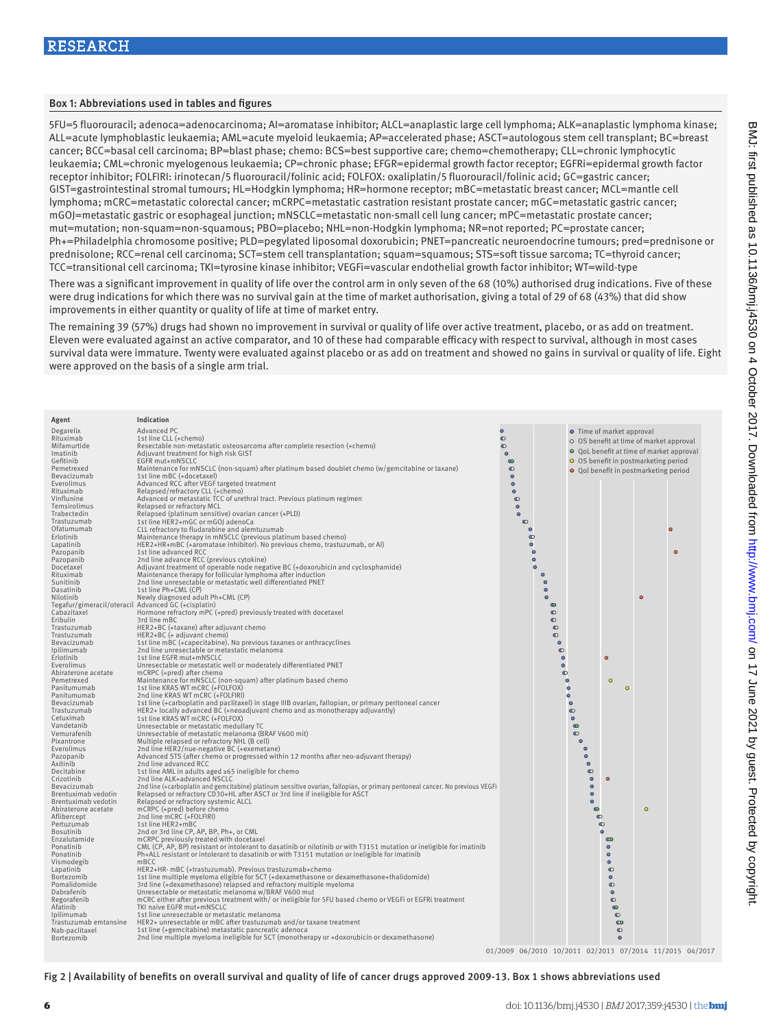### Box 1: Abbreviations used in tables and figures

5FU=5 fluorouracil; adenoca=adenocarcinoma; AI=aromatase inhibitor; ALCL=anaplastic large cell lymphoma; ALK=anaplastic lymphoma kinase; ALL=acute lymphoblastic leukaemia; AML=acute myeloid leukaemia; AP=accelerated phase; ASCT=autologous stem cell transplant; BC=breast cancer; BCC=basal cell carcinoma; BP=blast phase; chemo: BCS=best supportive care; chemo=chemotherapy; CLL=chronic lymphocytic leukaemia; CML=chronic myelogenous leukaemia; CP=chronic phase; EGFR=epidermal growth factor receptor; EGFRi=epidermal growth factor receptor inhibitor; FOLFIRI: irinotecan/5 fluorouracil/folinic acid; FOLFOX: oxaliplatin/5 fluorouracil/folinic acid; GC=gastric cancer; GIST=gastrointestinal stromal tumours; HL=Hodgkin lymphoma; HR=hormone receptor; mBC=metastatic breast cancer; MCL=mantle cell lymphoma; mCRC=metastatic colorectal cancer; mCRPC=metastatic castration resistant prostate cancer; mGC=metastatic gastric cancer; mGOJ=metastatic gastric or esophageal junction; mNSCLC=metastatic non-small cell lung cancer; mPC=metastatic prostate cancer; mut=mutation; non-squam=non-squamous; PBO=placebo; NHL=non-Hodgkin lymphoma; NR=not reported; PC=prostate cancer; Ph+=Philadelphia chromosome positive; PLD=pegylated liposomal doxorubicin; PNET=pancreatic neuroendocrine tumours; pred=prednisone or prednisolone; RCC=renal cell carcinoma; SCT=stem cell transplantation; squam=squamous; STS=soft tissue sarcoma; TC=thyroid cancer; TCC=transitional cell carcinoma; TKI=tyrosine kinase inhibitor; VEGFi=vascular endothelial growth factor inhibitor; WT=wild-type

There was a significant improvement in quality of life over the control arm in only seven of the 68 (10%) authorised drug indications. Five of these were drug indications for which there was no survival gain at the time of market authorisation, giving a total of 29 of 68 (43%) that did show improvements in either quantity or quality of life at time of market entry.

The remaining 39 (57%) drugs had shown no improvement in survival or quality of life over active treatment, placebo, or as add on treatment. Eleven were evaluated against an active comparator, and 10 of these had comparable efficacy with respect to survival, although in most cases survival data were immature. Twenty were evaluated against placebo or as add on treatment and showed no gains in survival or quality of life. Eight were approved on the basis of a single arm trial.

| Agent | Indication |
|---|---|
| Degarelix | Advanced PC |
| Rituximab | 1st line CLL (+chemo) |
| Mifamurtide | Resectable non-metastatic osteosarcoma after complete resection (+chemo) |
| Imatinib | Adjuvant treatment for high risk GIST |
| Gefitinib | EGFR mut+mNSCLC |
| Pemetrexed | Maintenance for mNSCLC (non-squam) after platinum based doublet chemo (w/gemcitabine or taxane) |
| Bevacizumab | 1st line mBC (+docetaxel) |
| Everolimus | Advanced RCC after VEGF targeted treatment |
| Rituximab | Relapsed/refractory CLL (+chemo) |
| Vinflunine | Advanced or metastatic TCC of urethral tract. Previous platinum regimen |
| Temsirolimus | Relapsed or refractory MCL |
| Trabectedin | Relapsed (platinum sensitive) ovarian cancer (+PLD) |
| Trastuzumab | 1st line HER2+mGC or mGOJ adenoCa |
| Ofatumumab | CLL refractory to fludarabine and alemtuzumab |
| Erlotinib | Maintenance therapy in mNSCLC (previous platinum based chemo) |
| Lapatinib | HER2+HR+mBC (+aromatase inhibitor). No previous chemo, trastuzumab, or AI) |
| Pazopanib | 1st line advanced RCC |
| Pazopanib | 2nd line advance RCC (previous cytokine) |
| Docetaxel | Adjuvant treatment of operable node negative BC (+doxorubicin and cyclosphamide) |
| Rituximab | Maintenance therapy for follicular lymphoma after induction |
| Sunitinib | 2nd line unresectable or metastatic well differentiated PNET |
| Dasatinib | 1st line Ph+CML (CP) |
| Nilotinib | Newly diagnosed adult Ph+CML (CP) |
| Tegafur/gimeracil/oteracil | Advanced GC (+cisplatin) |
| Cabazitaxel | Hormone refractory mPC (+pred) previously treated with docetaxel |
| Eribulin | 3rd line mBC |
| Trastuzumab | HER2+BC (+taxane) after adjuvant chemo |
| Trastuzumab | HER2+BC (+ adjuvant chemo) |
| Bevacizumab | 1st line mBC (+capecitabine). No previous taxanes or anthracyclines |
| Ipilimumab | 2nd line unresectable or metastatic melanoma |
| Erlotinib | 1st line EGFR mut+mNSCLC |
| Everolimus | Unresectable or metastatic well or moderately differentiated PNET |
| Abiraterone acetate | mCRPC (+pred) after chemo |
| Pemetrexed | Maintenance for mNSCLC (non-squam) after platinum based chemo |
| Panitumumab | 1st line KRAS WT mCRC (+FOLFOX) |
| Panitumumab | 2nd line KRAS WT mCRC (+FOLFIRI) |
| Bevacizumab | 1st line (+carboplatin and paclitaxel) in stage IIIB ovarian, fallopian, or primary peritoneal cancer |
| Trastuzumab | HER2+ locally advanced BC (+neoadjuvant chemo and as monotherapy adjuvantly) |
| Cetuximab | 1st line KRAS WT mCRC (+FOLFOX) |
| Vandetanib | Unresectable or metastatic medullary TC |
| Vemurafenib | Unresectable of metastatic melanoma (BRAF V600 mit) |
| Pixantrone | Multiple relapsed or refractory NHL (B cell) |
| Everolimus | 2nd line HER2/nue-negative BC (+exemetane) |
| Pazopanib | Advanced STS (after chemo or progressed within 12 months after neo-adjuvant therapy) |
| Axitinib | 2nd line advanced RCC |
| Decitabine | 1st line AML in adults aged ≥65 ineligible for chemo |
| Crizotinib | 2nd line ALK+advanced NSCLC |
| Bevacizumab | 2nd line (+carboplatin and gemcitabine) platinum sensitive ovarian, fallopian, or primary peritoneal cancer. No previous VEGFi |
| Brentuximab vedotin | Relapsed or refractory CD30+HL after ASCT or 3rd line if ineligible for ASCT |
| Brentuximab vedotin | Relapsed or refractory systemic ALCL |
| Abiraterone acetate | mCRPC (+pred) before chemo |
| Aflibercept | 2nd line mCRC (+FOLFIRI) |
| Pertuzumab | 1st line HER2+mBC |
| Bosutinib | 2nd or 3rd line CP, AP, BP, Ph+, or CML |
| Enzalutamide | mCRPC previously treated with docetaxel |
| Ponatinib | CML (CP, AP, BP) resistant or intolerant to dasatinib or nilotinib or with T3151 mutation or ineligible for imatinib |
| Ponatinib | Ph+ALL resistant or intolerant to dasatinib or with T3151 mutation or ineligible for imatinib |
| Vismodegib | mBCC |
| Lapatinib | HER2+HR- mBC (+trastuzumab). Previous trastuzumab+chemo |
| Bortezomib | 1st line multiple myeloma eligible for SCT (+dexamethasone or dexamethasone+thalidomide) |
| Pomalidomide | 3rd line (+dexamethasone) relapsed and refractory multiple myeloma |
| Dabrafenib | Unresectable or metastatic melanoma w/BRAF V600 mut |
| Regorafenib | mCRC either after previous treatment with/ or ineligible for 5FU based chemo or VEGFi or EGFRi treatment |
| Afatinib | TKI naive EGFR mut+mNSCLC |
| Ipilimumab | 1st line unresectable or metastatic melanoma |
| Trastuzumab emtansine | HER2+ unresectable or mBC after trastuzumab and/or taxane treatment |
| Nab-paclitaxel | 1st line (+gemcitabine) metastatic pancreatic adenoca |
| Bortezomib | 2nd line multiple myeloma ineligible for SCT (monotherapy or +doxorubicin or dexamethasone) |

Legend: Time of market approval; OS benefit at time of market approval; QoL benefit at time of market approval; OS benefit in postmarketing period; Qol benefit in postmarketing period

Axis: 01/2009, 06/2010, 10/2011, 02/2013, 07/2014, 11/2015, 04/2017

Fig 2 | Availability of benefits on overall survival and quality of life of cancer drugs approved 2009-13. Box 1 shows abbreviations used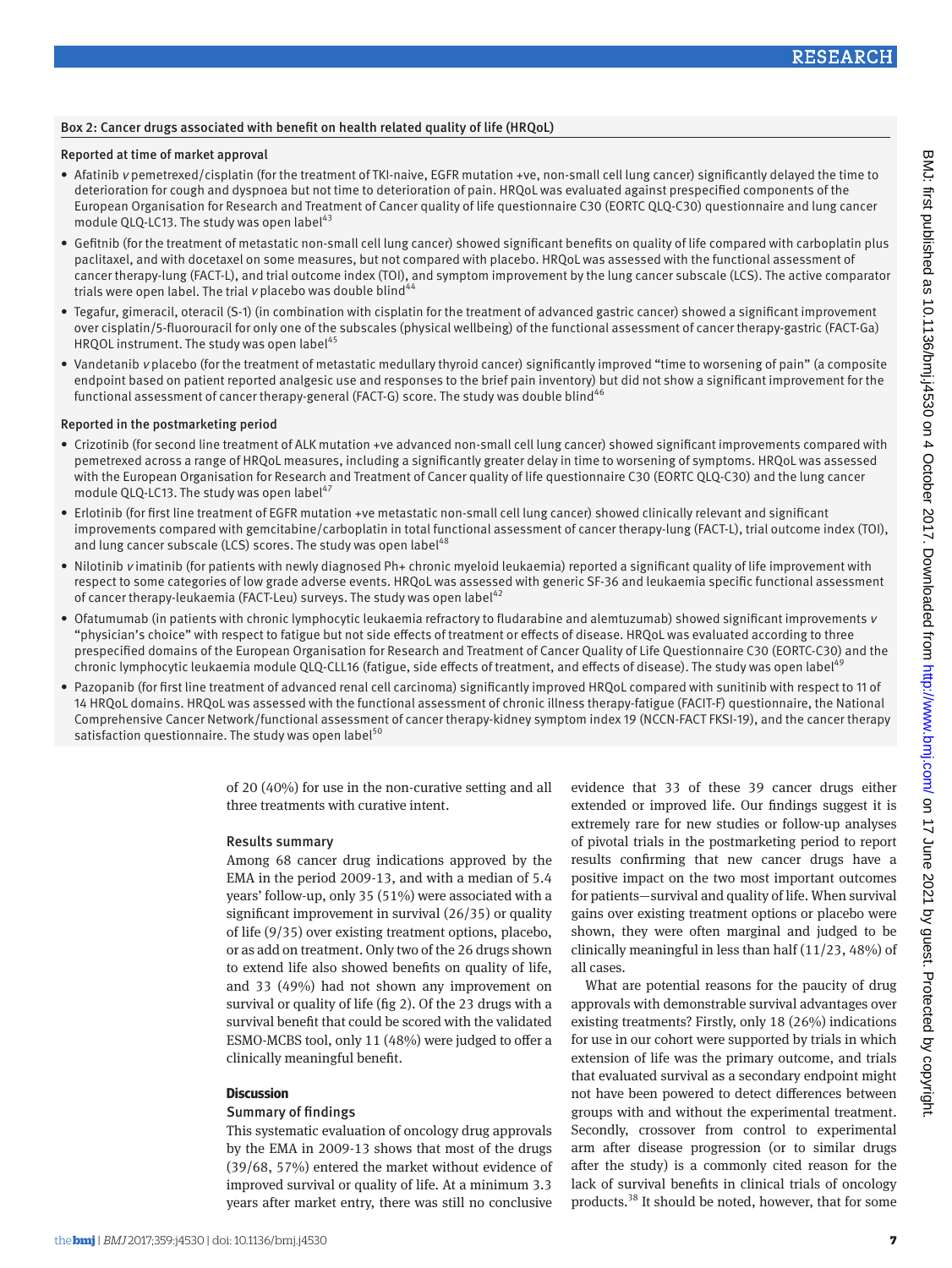### Box 2: Cancer drugs associated with benefit on health related quality of life (HRQoL)

#### Reported at time of market approval

- Afatinib *v* pemetrexed/cisplatin (for the treatment of TKI-naive, EGFR mutation +ve, non-small cell lung cancer) significantly delayed the time to deterioration for cough and dyspnoea but not time to deterioration of pain. HRQoL was evaluated against prespecified components of the European Organisation for Research and Treatment of Cancer quality of life questionnaire C30 (EORTC QLQ-C30) questionnaire and lung cancer module QLQ-LC13. The study was open label[43]
- Gefitnib (for the treatment of metastatic non-small cell lung cancer) showed significant benefits on quality of life compared with carboplatin plus paclitaxel, and with docetaxel on some measures, but not compared with placebo. HRQoL was assessed with the functional assessment of cancer therapy-lung (FACT-L), and trial outcome index (TOI), and symptom improvement by the lung cancer subscale (LCS). The active comparator trials were open label. The trial *v* placebo was double blind[44]
- Tegafur, gimeracil, oteracil (S-1) (in combination with cisplatin for the treatment of advanced gastric cancer) showed a significant improvement over cisplatin/5-fluorouracil for only one of the subscales (physical wellbeing) of the functional assessment of cancer therapy-gastric (FACT-Ga) HRQOL instrument. The study was open label[45]
- Vandetanib *v* placebo (for the treatment of metastatic medullary thyroid cancer) significantly improved "time to worsening of pain" (a composite endpoint based on patient reported analgesic use and responses to the brief pain inventory) but did not show a significant improvement for the functional assessment of cancer therapy-general (FACT-G) score. The study was double blind[46]

#### Reported in the postmarketing period

- Crizotinib (for second line treatment of ALK mutation +ve advanced non-small cell lung cancer) showed significant improvements compared with pemetrexed across a range of HRQoL measures, including a significantly greater delay in time to worsening of symptoms. HRQoL was assessed with the European Organisation for Research and Treatment of Cancer quality of life questionnaire C30 (EORTC QLQ-C30) and the lung cancer module QLQ-LC13. The study was open label[47]
- Erlotinib (for first line treatment of EGFR mutation +ve metastatic non-small cell lung cancer) showed clinically relevant and significant improvements compared with gemcitabine/carboplatin in total functional assessment of cancer therapy-lung (FACT-L), trial outcome index (TOI), and lung cancer subscale (LCS) scores. The study was open label[48]
- Nilotinib *v* imatinib (for patients with newly diagnosed Ph+ chronic myeloid leukaemia) reported a significant quality of life improvement with respect to some categories of low grade adverse events. HRQoL was assessed with generic SF-36 and leukaemia specific functional assessment of cancer therapy-leukaemia (FACT-Leu) surveys. The study was open label[42]
- Ofatumumab (in patients with chronic lymphocytic leukaemia refractory to fludarabine and alemtuzumab) showed significant improvements *v* "physician's choice" with respect to fatigue but not side effects of treatment or effects of disease. HRQoL was evaluated according to three prespecified domains of the European Organisation for Research and Treatment of Cancer Quality of Life Questionnaire C30 (EORTC-C30) and the chronic lymphocytic leukaemia module QLQ-CLL16 (fatigue, side effects of treatment, and effects of disease). The study was open label[49]
- Pazopanib (for first line treatment of advanced renal cell carcinoma) significantly improved HRQoL compared with sunitinib with respect to 11 of 14 HRQoL domains. HRQoL was assessed with the functional assessment of chronic illness therapy-fatigue (FACIT-F) questionnaire, the National Comprehensive Cancer Network/functional assessment of cancer therapy-kidney symptom index 19 (NCCN-FACT FKSI-19), and the cancer therapy satisfaction questionnaire. The study was open label[50]

of 20 (40%) for use in the non-curative setting and all three treatments with curative intent.

### Results summary

Among 68 cancer drug indications approved by the EMA in the period 2009-13, and with a median of 5.4 years' follow-up, only 35 (51%) were associated with a significant improvement in survival (26/35) or quality of life (9/35) over existing treatment options, placebo, or as add on treatment. Only two of the 26 drugs shown to extend life also showed benefits on quality of life, and 33 (49%) had not shown any improvement on survival or quality of life (fig 2). Of the 23 drugs with a survival benefit that could be scored with the validated ESMO-MCBS tool, only 11 (48%) were judged to offer a clinically meaningful benefit.

## Discussion

### Summary of findings

This systematic evaluation of oncology drug approvals by the EMA in 2009-13 shows that most of the drugs (39/68, 57%) entered the market without evidence of improved survival or quality of life. At a minimum 3.3 years after market entry, there was still no conclusive evidence that 33 of these 39 cancer drugs either extended or improved life. Our findings suggest it is extremely rare for new studies or follow-up analyses of pivotal trials in the postmarketing period to report results confirming that new cancer drugs have a positive impact on the two most important outcomes for patients—survival and quality of life. When survival gains over existing treatment options or placebo were shown, they were often marginal and judged to be clinically meaningful in less than half (11/23, 48%) of all cases.

What are potential reasons for the paucity of drug approvals with demonstrable survival advantages over existing treatments? Firstly, only 18 (26%) indications for use in our cohort were supported by trials in which extension of life was the primary outcome, and trials that evaluated survival as a secondary endpoint might not have been powered to detect differences between groups with and without the experimental treatment. Secondly, crossover from control to experimental arm after disease progression (or to similar drugs after the study) is a commonly cited reason for the lack of survival benefits in clinical trials of oncology products.[38] It should be noted, however, that for some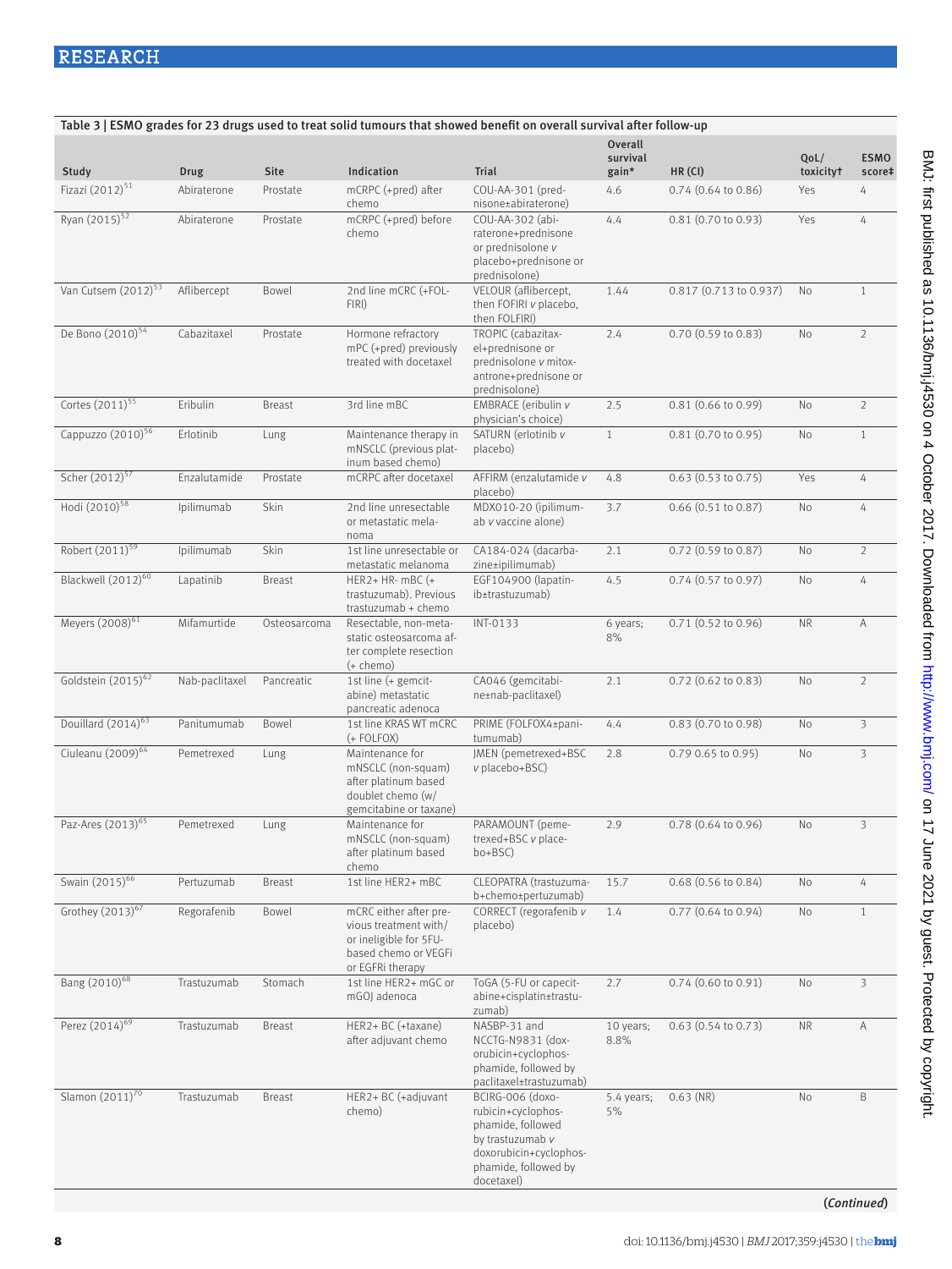**Table 3 | ESMO grades for 23 drugs used to treat solid tumours that showed benefit on overall survival after follow-up**

| Study | Drug | Site | Indication | Trial | Overall survival gain* | HR (CI) | QoL/ toxicity† | ESMO score‡ |
|---|---|---|---|---|---|---|---|---|
| Fizazi (2012)[51] | Abiraterone | Prostate | mCRPC (+pred) after chemo | COU-AA-301 (prednisone±abiraterone) | 4.6 | 0.74 (0.64 to 0.86) | Yes | 4 |
| Ryan (2015)[52] | Abiraterone | Prostate | mCRPC (+pred) before chemo | COU-AA-302 (abiraterone+prednisone or prednisolone v placebo+prednisone or prednisolone) | 4.4 | 0.81 (0.70 to 0.93) | Yes | 4 |
| Van Cutsem (2012)[53] | Aflibercept | Bowel | 2nd line mCRC (+FOLFIRI) | VELOUR (aflibercept, then FOFIRI v placebo, then FOLFIRI) | 1.44 | 0.817 (0.713 to 0.937) | No | 1 |
| De Bono (2010)[54] | Cabazitaxel | Prostate | Hormone refractory mPC (+pred) previously treated with docetaxel | TROPIC (cabazitaxel+prednisone or prednisolone v mitoxantrone+prednisone or prednisolone) | 2.4 | 0.70 (0.59 to 0.83) | No | 2 |
| Cortes (2011)[55] | Eribulin | Breast | 3rd line mBC | EMBRACE (eribulin v physician's choice) | 2.5 | 0.81 (0.66 to 0.99) | No | 2 |
| Cappuzzo (2010)[56] | Erlotinib | Lung | Maintenance therapy in mNSCLC (previous platinum based chemo) | SATURN (erlotinib v placebo) | 1 | 0.81 (0.70 to 0.95) | No | 1 |
| Scher (2012)[57] | Enzalutamide | Prostate | mCRPC after docetaxel | AFFIRM (enzalutamide v placebo) | 4.8 | 0.63 (0.53 to 0.75) | Yes | 4 |
| Hodi (2010)[58] | Ipilimumab | Skin | 2nd line unresectable or metastatic melanoma | MDX010-20 (ipilimumab v vaccine alone) | 3.7 | 0.66 (0.51 to 0.87) | No | 4 |
| Robert (2011)[59] | Ipilimumab | Skin | 1st line unresectable or metastatic melanoma | CA184-024 (dacarbazine±ipilimumab) | 2.1 | 0.72 (0.59 to 0.87) | No | 2 |
| Blackwell (2012)[60] | Lapatinib | Breast | HER2+ HR- mBC (+ trastuzumab). Previous trastuzumab + chemo | EGF104900 (lapatinib±trastuzumab) | 4.5 | 0.74 (0.57 to 0.97) | No | 4 |
| Meyers (2008)[61] | Mifamurtide | Osteosarcoma | Resectable, non-metastatic osteosarcoma after complete resection (+ chemo) | INT-0133 | 6 years; 8% | 0.71 (0.52 to 0.96) | NR | A |
| Goldstein (2015)[62] | Nab-paclitaxel | Pancreatic | 1st line (+ gemcitabine) metastatic pancreatic adenoca | CA046 (gemcitabine±nab-paclitaxel) | 2.1 | 0.72 (0.62 to 0.83) | No | 2 |
| Douillard (2014)[63] | Panitumumab | Bowel | 1st line KRAS WT mCRC (+ FOLFOX) | PRIME (FOLFOX4±panitumumab) | 4.4 | 0.83 (0.70 to 0.98) | No | 3 |
| Ciuleanu (2009)[64] | Pemetrexed | Lung | Maintenance for mNSCLC (non-squam) after platinum based doublet chemo (w/ gemcitabine or taxane) | JMEN (pemetrexed+BSC v placebo+BSC) | 2.8 | 0.79 0.65 to 0.95) | No | 3 |
| Paz-Ares (2013)[65] | Pemetrexed | Lung | Maintenance for mNSCLC (non-squam) after platinum based chemo | PARAMOUNT (pemetrexed+BSC v placebo+BSC) | 2.9 | 0.78 (0.64 to 0.96) | No | 3 |
| Swain (2015)[66] | Pertuzumab | Breast | 1st line HER2+ mBC | CLEOPATRA (trastuzumab+chemo±pertuzumab) | 15.7 | 0.68 (0.56 to 0.84) | No | 4 |
| Grothey (2013)[67] | Regorafenib | Bowel | mCRC either after previous treatment with/ or ineligible for 5FU-based chemo or VEGFi or EGFRi therapy | CORRECT (regorafenib v placebo) | 1.4 | 0.77 (0.64 to 0.94) | No | 1 |
| Bang (2010)[68] | Trastuzumab | Stomach | 1st line HER2+ mGC or mGOJ adenoca | ToGA (5-FU or capecitabine+cisplatin±trastuzumab) | 2.7 | 0.74 (0.60 to 0.91) | No | 3 |
| Perez (2014)[69] | Trastuzumab | Breast | HER2+ BC (+taxane) after adjuvant chemo | NASBP-31 and NCCTG-N9831 (doxorubicin+cyclophosphamide, followed by paclitaxel±trastuzumab) | 10 years; 8.8% | 0.63 (0.54 to 0.73) | NR | A |
| Slamon (2011)[70] | Trastuzumab | Breast | HER2+ BC (+adjuvant chemo) | BCIRG-006 (doxorubicin+cyclophosphamide, followed by trastuzumab v doxorubicin+cyclophosphamide, followed by docetaxel) | 5.4 years; 5% | 0.63 (NR) | No | B |

(*Continued*)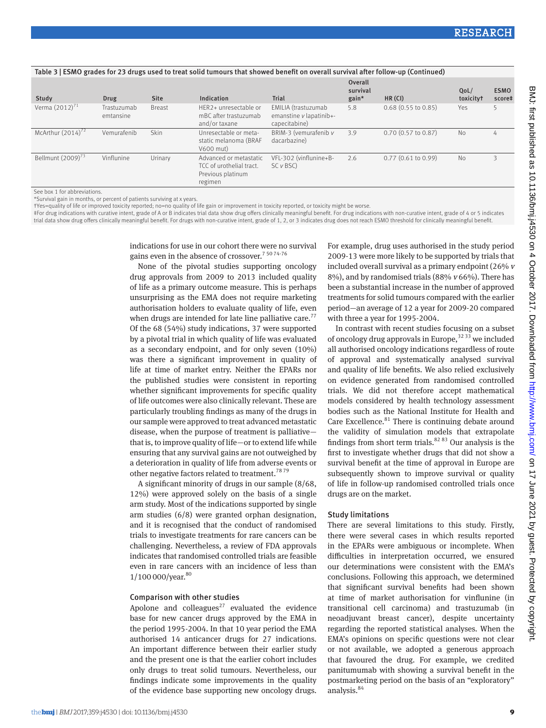Table 3 | ESMO grades for 23 drugs used to treat solid tumours that showed benefit on overall survival after follow-up (Continued)

| Study | Drug | Site | Indication | Trial | Overall survival gain* | HR (CI) | QoL/ toxicity† | ESMO score‡ |
|---|---|---|---|---|---|---|---|---|
| Verma (2012)[71] | Trastuzumab emtansine | Breast | HER2+ unresectable or mBC after trastuzumab and/or taxane | EMILIA (trastuzumab emanstine v lapatinib+-capecitabine) | 5.8 | 0.68 (0.55 to 0.85) | Yes | 5 |
| McArthur (2014)[72] | Vemurafenib | Skin | Unresectable or metastatic melanoma (BRAF V600 mut) | BRIM-3 (vemurafenib v dacarbazine) | 3.9 | 0.70 (0.57 to 0.87) | No | 4 |
| Bellmunt (2009)[73] | Vinflunine | Urinary | Advanced or metastatic TCC of urothelial tract. Previous platinum regimen | VFL-302 (vinflunine+BSC v BSC) | 2.6 | 0.77 (0.61 to 0.99) | No | 3 |

See box 1 for abbreviations.
*Survival gain in months, or percent of patients surviving at x years.
†Yes=quality of life or improved toxicity reported; no=no quality of life gain or improvement in toxicity reported, or toxicity might be worse.
‡For drug indications with curative intent, grade of A or B indicates trial data show drug offers clinically meaningful benefit. For drug indications with non-curative intent, grade of 4 or 5 indicates trial data show drug offers clinically meaningful benefit. For drugs with non-curative intent, grade of 1, 2, or 3 indicates drug does not reach ESMO threshold for clinically meaningful benefit.

indications for use in our cohort there were no survival gains even in the absence of crossover.[7 50 74-76]

None of the pivotal studies supporting oncology drug approvals from 2009 to 2013 included quality of life as a primary outcome measure. This is perhaps unsurprising as the EMA does not require marketing authorisation holders to evaluate quality of life, even when drugs are intended for late line palliative care.[77] Of the 68 (54%) study indications, 37 were supported by a pivotal trial in which quality of life was evaluated as a secondary endpoint, and for only seven (10%) was there a significant improvement in quality of life at time of market entry. Neither the EPARs nor the published studies were consistent in reporting whether significant improvements for specific quality of life outcomes were also clinically relevant. These are particularly troubling findings as many of the drugs in our sample were approved to treat advanced metastatic disease, when the purpose of treatment is palliative—that is, to improve quality of life—or to extend life while ensuring that any survival gains are not outweighed by a deterioration in quality of life from adverse events or other negative factors related to treatment.[78 79]

A significant minority of drugs in our sample (8/68, 12%) were approved solely on the basis of a single arm study. Most of the indications supported by single arm studies (6/8) were granted orphan designation, and it is recognised that the conduct of randomised trials to investigate treatments for rare cancers can be challenging. Nevertheless, a review of FDA approvals indicates that randomised controlled trials are feasible even in rare cancers with an incidence of less than 1/100 000/year.[80]

### Comparison with other studies

Apolone and colleagues[27] evaluated the evidence base for new cancer drugs approved by the EMA in the period 1995-2004. In that 10 year period the EMA authorised 14 anticancer drugs for 27 indications. An important difference between their earlier study and the present one is that the earlier cohort includes only drugs to treat solid tumours. Nevertheless, our findings indicate some improvements in the quality of the evidence base supporting new oncology drugs. For example, drug uses authorised in the study period 2009-13 were more likely to be supported by trials that included overall survival as a primary endpoint (26% *v* 8%), and by randomised trials (88% *v* 66%). There has been a substantial increase in the number of approved treatments for solid tumours compared with the earlier period—an average of 12 a year for 2009-20 compared with three a year for 1995-2004.

In contrast with recent studies focusing on a subset of oncology drug approvals in Europe,[32 33] we included all authorised oncology indications regardless of route of approval and systematically analysed survival and quality of life benefits. We also relied exclusively on evidence generated from randomised controlled trials. We did not therefore accept mathematical models considered by health technology assessment bodies such as the National Institute for Health and Care Excellence.[81] There is continuing debate around the validity of simulation models that extrapolate findings from short term trials.[82 83] Our analysis is the first to investigate whether drugs that did not show a survival benefit at the time of approval in Europe are subsequently shown to improve survival or quality of life in follow-up randomised controlled trials once drugs are on the market.

### Study limitations

There are several limitations to this study. Firstly, there were several cases in which results reported in the EPARs were ambiguous or incomplete. When difficulties in interpretation occurred, we ensured our determinations were consistent with the EMA's conclusions. Following this approach, we determined that significant survival benefits had been shown at time of market authorisation for vinflunine (in transitional cell carcinoma) and trastuzumab (in neoadjuvant breast cancer), despite uncertainty regarding the reported statistical analyses. When the EMA's opinions on specific questions were not clear or not available, we adopted a generous approach that favoured the drug. For example, we credited panitumumab with showing a survival benefit in the postmarketing period on the basis of an "exploratory" analysis.[84]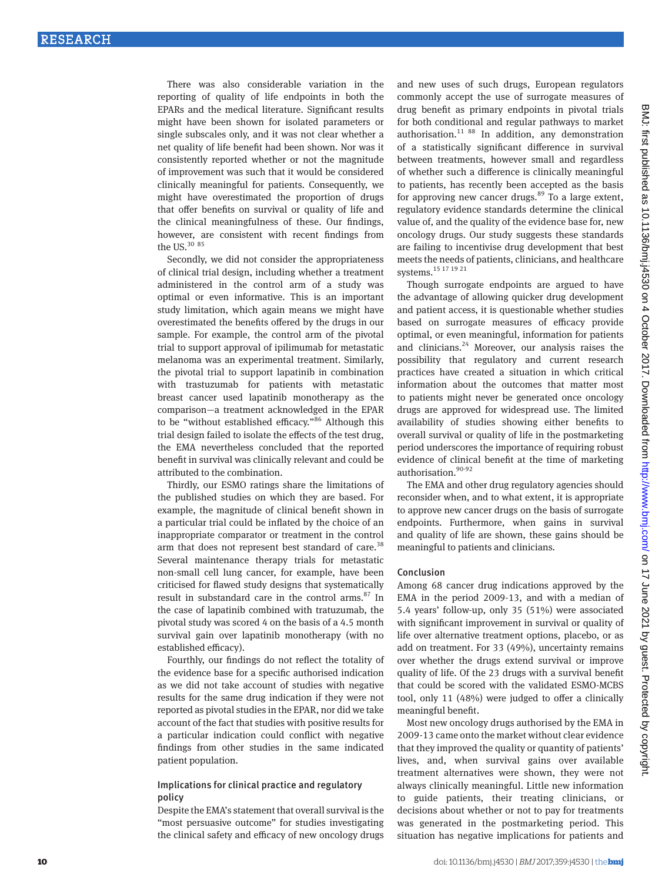There was also considerable variation in the reporting of quality of life endpoints in both the EPARs and the medical literature. Significant results might have been shown for isolated parameters or single subscales only, and it was not clear whether a net quality of life benefit had been shown. Nor was it consistently reported whether or not the magnitude of improvement was such that it would be considered clinically meaningful for patients. Consequently, we might have overestimated the proportion of drugs that offer benefits on survival or quality of life and the clinical meaningfulness of these. Our findings, however, are consistent with recent findings from the US.[30 85]

Secondly, we did not consider the appropriateness of clinical trial design, including whether a treatment administered in the control arm of a study was optimal or even informative. This is an important study limitation, which again means we might have overestimated the benefits offered by the drugs in our sample. For example, the control arm of the pivotal trial to support approval of ipilimumab for metastatic melanoma was an experimental treatment. Similarly, the pivotal trial to support lapatinib in combination with trastuzumab for patients with metastatic breast cancer used lapatinib monotherapy as the comparison—a treatment acknowledged in the EPAR to be "without established efficacy."[86] Although this trial design failed to isolate the effects of the test drug, the EMA nevertheless concluded that the reported benefit in survival was clinically relevant and could be attributed to the combination.

Thirdly, our ESMO ratings share the limitations of the published studies on which they are based. For example, the magnitude of clinical benefit shown in a particular trial could be inflated by the choice of an inappropriate comparator or treatment in the control arm that does not represent best standard of care.[38] Several maintenance therapy trials for metastatic non-small cell lung cancer, for example, have been criticised for flawed study designs that systematically result in substandard care in the control arms.[87] In the case of lapatinib combined with tratuzumab, the pivotal study was scored 4 on the basis of a 4.5 month survival gain over lapatinib monotherapy (with no established efficacy).

Fourthly, our findings do not reflect the totality of the evidence base for a specific authorised indication as we did not take account of studies with negative results for the same drug indication if they were not reported as pivotal studies in the EPAR, nor did we take account of the fact that studies with positive results for a particular indication could conflict with negative findings from other studies in the same indicated patient population.

### Implications for clinical practice and regulatory policy

Despite the EMA's statement that overall survival is the "most persuasive outcome" for studies investigating the clinical safety and efficacy of new oncology drugs and new uses of such drugs, European regulators commonly accept the use of surrogate measures of drug benefit as primary endpoints in pivotal trials for both conditional and regular pathways to market authorisation.[11 88] In addition, any demonstration of a statistically significant difference in survival between treatments, however small and regardless of whether such a difference is clinically meaningful to patients, has recently been accepted as the basis for approving new cancer drugs.[89] To a large extent, regulatory evidence standards determine the clinical value of, and the quality of the evidence base for, new oncology drugs. Our study suggests these standards are failing to incentivise drug development that best meets the needs of patients, clinicians, and healthcare systems.[15 17 19 21]

Though surrogate endpoints are argued to have the advantage of allowing quicker drug development and patient access, it is questionable whether studies based on surrogate measures of efficacy provide optimal, or even meaningful, information for patients and clinicians.[24] Moreover, our analysis raises the possibility that regulatory and current research practices have created a situation in which critical information about the outcomes that matter most to patients might never be generated once oncology drugs are approved for widespread use. The limited availability of studies showing either benefits to overall survival or quality of life in the postmarketing period underscores the importance of requiring robust evidence of clinical benefit at the time of marketing authorisation.[90-92]

The EMA and other drug regulatory agencies should reconsider when, and to what extent, it is appropriate to approve new cancer drugs on the basis of surrogate endpoints. Furthermore, when gains in survival and quality of life are shown, these gains should be meaningful to patients and clinicians.

### Conclusion

Among 68 cancer drug indications approved by the EMA in the period 2009-13, and with a median of 5.4 years' follow-up, only 35 (51%) were associated with significant improvement in survival or quality of life over alternative treatment options, placebo, or as add on treatment. For 33 (49%), uncertainty remains over whether the drugs extend survival or improve quality of life. Of the 23 drugs with a survival benefit that could be scored with the validated ESMO-MCBS tool, only 11 (48%) were judged to offer a clinically meaningful benefit.

Most new oncology drugs authorised by the EMA in 2009-13 came onto the market without clear evidence that they improved the quality or quantity of patients' lives, and, when survival gains over available treatment alternatives were shown, they were not always clinically meaningful. Little new information to guide patients, their treating clinicians, or decisions about whether or not to pay for treatments was generated in the postmarketing period. This situation has negative implications for patients and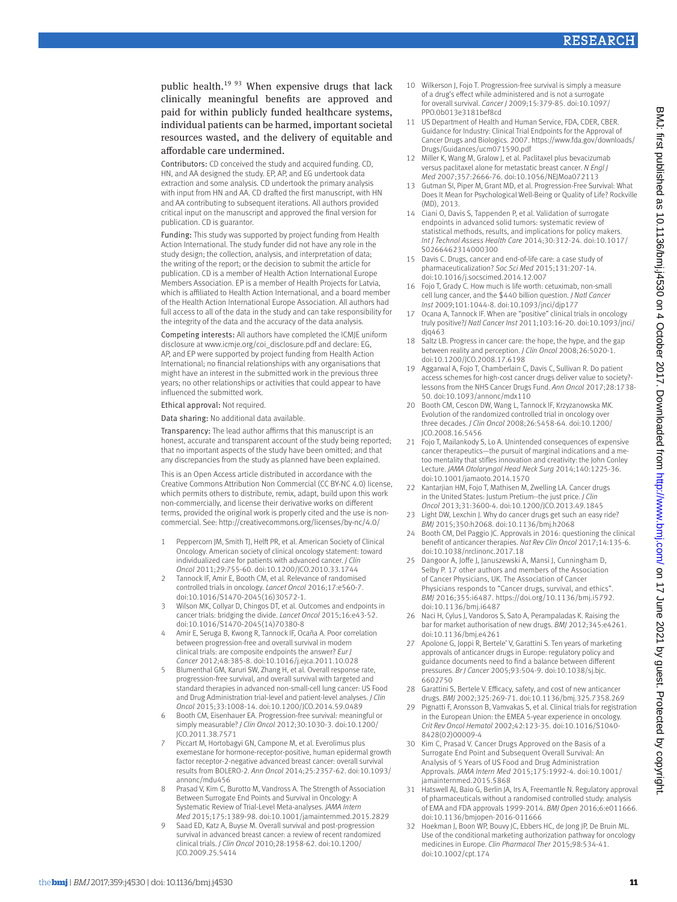public health.[19 93] When expensive drugs that lack clinically meaningful benefits are approved and paid for within publicly funded healthcare systems, individual patients can be harmed, important societal resources wasted, and the delivery of equitable and affordable care undermined.

**Contributors:** CD conceived the study and acquired funding. CD, HN, and AA designed the study. EP, AP, and EG undertook data extraction and some analysis. CD undertook the primary analysis with input from HN and AA. CD drafted the first manuscript, with HN and AA contributing to subsequent iterations. All authors provided critical input on the manuscript and approved the final version for publication. CD is guarantor.

**Funding:** This study was supported by project funding from Health Action International. The study funder did not have any role in the study design; the collection, analysis, and interpretation of data; the writing of the report; or the decision to submit the article for publication. CD is a member of Health Action International Europe Members Association. EP is a member of Health Projects for Latvia, which is affiliated to Health Action International, and a board member of the Health Action International Europe Association. All authors had full access to all of the data in the study and can take responsibility for the integrity of the data and the accuracy of the data analysis.

**Competing interests:** All authors have completed the ICMJE uniform disclosure at www.icmje.org/coi_disclosure.pdf and declare: EG, AP, and EP were supported by project funding from Health Action International; no financial relationships with any organisations that might have an interest in the submitted work in the previous three years; no other relationships or activities that could appear to have influenced the submitted work.

**Ethical approval:** Not required.

**Data sharing:** No additional data available.

**Transparency:** The lead author affirms that this manuscript is an honest, accurate and transparent account of the study being reported; that no important aspects of the study have been omitted; and that any discrepancies from the study as planned have been explained.

This is an Open Access article distributed in accordance with the Creative Commons Attribution Non Commercial (CC BY-NC 4.0) license, which permits others to distribute, remix, adapt, build upon this work non-commercially, and license their derivative works on different terms, provided the original work is properly cited and the use is non-commercial. See: http://creativecommons.org/licenses/by-nc/4.0/

1. Peppercorn JM, Smith TJ, Helft PR, et al. American Society of Clinical Oncology. American society of clinical oncology statement: toward individualized care for patients with advanced cancer. *J Clin Oncol* 2011;29:755-60. doi:10.1200/JCO.2010.33.1744
2. Tannock IF, Amir E, Booth CM, et al. Relevance of randomised controlled trials in oncology. *Lancet Oncol* 2016;17:e560-7. doi:10.1016/S1470-2045(16)30572-1.
3. Wilson MK, Collyar D, Chingos DT, et al. Outcomes and endpoints in cancer trials: bridging the divide. *Lancet Oncol* 2015;16:e43-52. doi:10.1016/S1470-2045(14)70380-8
4. Amir E, Seruga B, Kwong R, Tannock IF, Ocaña A. Poor correlation between progression-free and overall survival in modern clinical trials: are composite endpoints the answer? *Eur J Cancer* 2012;48:385-8. doi:10.1016/j.ejca.2011.10.028
5. Blumenthal GM, Karuri SW, Zhang H, et al. Overall response rate, progression-free survival, and overall survival with targeted and standard therapies in advanced non-small-cell lung cancer: US Food and Drug Administration trial-level and patient-level analyses. *J Clin Oncol* 2015;33:1008-14. doi:10.1200/JCO.2014.59.0489
6. Booth CM, Eisenhauer EA. Progression-free survival: meaningful or simply measurable? *J Clin Oncol* 2012;30:1030-3. doi:10.1200/JCO.2011.38.7571
7. Piccart M, Hortobagyi GN, Campone M, et al. Everolimus plus exemestane for hormone-receptor-positive, human epidermal growth factor receptor-2-negative advanced breast cancer: overall survival results from BOLERO-2. *Ann Oncol* 2014;25:2357-62. doi:10.1093/annonc/mdu456
8. Prasad V, Kim C, Burotto M, Vandross A. The Strength of Association Between Surrogate End Points and Survival in Oncology: A Systematic Review of Trial-Level Meta-analyses. *JAMA Intern Med* 2015;175:1389-98. doi:10.1001/jamainternmed.2015.2829
9. Saad ED, Katz A, Buyse M. Overall survival and post-progression survival in advanced breast cancer: a review of recent randomized clinical trials. *J Clin Oncol* 2010;28:1958-62. doi:10.1200/JCO.2009.25.5414
10. Wilkerson J, Fojo T. Progression-free survival is simply a measure of a drug's effect while administered and is not a surrogate for overall survival. *Cancer J* 2009;15:379-85. doi:10.1097/PPO.0b013e3181bef8cd
11. US Department of Health and Human Service, FDA, CDER, CBER. Guidance for Industry: Clinical Trial Endpoints for the Approval of Cancer Drugs and Biologics. 2007. https://www.fda.gov/downloads/Drugs/Guidances/ucm071590.pdf
12. Miller K, Wang M, Gralow J, et al. Paclitaxel plus bevacizumab versus paclitaxel alone for metastatic breast cancer. *N Engl J Med* 2007;357:2666-76. doi:10.1056/NEJMoa072113
13. Gutman SI, Piper M, Grant MD, et al. Progression-Free Survival: What Does It Mean for Psychological Well-Being or Quality of Life? Rockville (MD), 2013.
14. Ciani O, Davis S, Tappenden P, et al. Validation of surrogate endpoints in advanced solid tumors: systematic review of statistical methods, results, and implications for policy makers. *Int J Technol Assess Health Care* 2014;30:312-24. doi:10.1017/S0266462314000300
15. Davis C. Drugs, cancer and end-of-life care: a case study of pharmaceuticalization? *Soc Sci Med* 2015;131:207-14. doi:10.1016/j.socscimed.2014.12.007
16. Fojo T, Grady C. How much is life worth: cetuximab, non-small cell lung cancer, and the $440 billion question. *J Natl Cancer Inst* 2009;101:1044-8. doi:10.1093/jnci/djp177
17. Ocana A, Tannock IF. When are "positive" clinical trials in oncology truly positive?*J Natl Cancer Inst* 2011;103:16-20. doi:10.1093/jnci/djq463
18. Saltz LB. Progress in cancer care: the hope, the hype, and the gap between reality and perception. *J Clin Oncol* 2008;26:5020-1. doi:10.1200/JCO.2008.17.6198
19. Aggarwal A, Fojo T, Chamberlain C, Davis C, Sullivan R. Do patient access schemes for high-cost cancer drugs deliver value to society?-lessons from the NHS Cancer Drugs Fund. *Ann Oncol* 2017;28:1738-50. doi:10.1093/annonc/mdx110
20. Booth CM, Cescon DW, Wang L, Tannock IF, Krzyzanowska MK. Evolution of the randomized controlled trial in oncology over three decades. *J Clin Oncol* 2008;26:5458-64. doi:10.1200/JCO.2008.16.5456
21. Fojo T, Mailankody S, Lo A. Unintended consequences of expensive cancer therapeutics—the pursuit of marginal indications and a me-too mentality that stifles innovation and creativity: the John Conley Lecture. *JAMA Otolaryngol Head Neck Surg* 2014;140:1225-36. doi:10.1001/jamaoto.2014.1570
22. Kantarjian HM, Fojo T, Mathisen M, Zwelling LA. Cancer drugs in the United States: Justum Pretium--the just price. *J Clin Oncol* 2013;31:3600-4. doi:10.1200/JCO.2013.49.1845
23. Light DW, Lexchin J. Why do cancer drugs get such an easy ride? *BMJ* 2015;350:h2068. doi:10.1136/bmj.h2068
24. Booth CM, Del Paggio JC. Approvals in 2016: questioning the clinical benefit of anticancer therapies. *Nat Rev Clin Oncol* 2017;14:135-6. doi:10.1038/nrclinonc.2017.18
25. Dangoor A, Joffe J, Januszewski A, Mansi J, Cunningham D, Selby P. 17 other authors and members of the Association of Cancer Physicians, UK. The Association of Cancer Physicians responds to "Cancer drugs, survival, and ethics". *BMJ* 2016;355:i6487. https://doi.org/10.1136/bmj.i5792. doi:10.1136/bmj.i6487
26. Naci H, Cylus J, Vandoros S, Sato A, Perampaladas K. Raising the bar for market authorisation of new drugs. *BMJ* 2012;345:e4261. doi:10.1136/bmj.e4261
27. Apolone G, Joppi R, Bertele' V, Garattini S. Ten years of marketing approvals of anticancer drugs in Europe: regulatory policy and guidance documents need to find a balance between different pressures. *Br J Cancer* 2005;93:504-9. doi:10.1038/sj.bjc.6602750
28. Garattini S, Bertele V. Efficacy, safety, and cost of new anticancer drugs. *BMJ* 2002;325:269-71. doi:10.1136/bmj.325.7358.269
29. Pignatti F, Aronsson B, Vamvakas S, et al. Clinical trials for registration in the European Union: the EMEA 5-year experience in oncology. *Crit Rev Oncol Hematol* 2002;42:123-35. doi:10.1016/S1040-8428(02)00009-4
30. Kim C, Prasad V. Cancer Drugs Approved on the Basis of a Surrogate End Point and Subsequent Overall Survival: An Analysis of 5 Years of US Food and Drug Administration Approvals. *JAMA Intern Med* 2015;175:1992-4. doi:10.1001/jamainternmed.2015.5868
31. Hatswell AJ, Baio G, Berlin JA, Irs A, Freemantle N. Regulatory approval of pharmaceuticals without a randomised controlled study: analysis of EMA and FDA approvals 1999-2014. *BMJ Open* 2016;6:e011666. doi:10.1136/bmjopen-2016-011666
32. Hoekman J, Boon WP, Bouvy JC, Ebbers HC, de Jong JP, De Bruin ML. Use of the conditional marketing authorization pathway for oncology medicines in Europe. *Clin Pharmacol Ther* 2015;98:534-41. doi:10.1002/cpt.174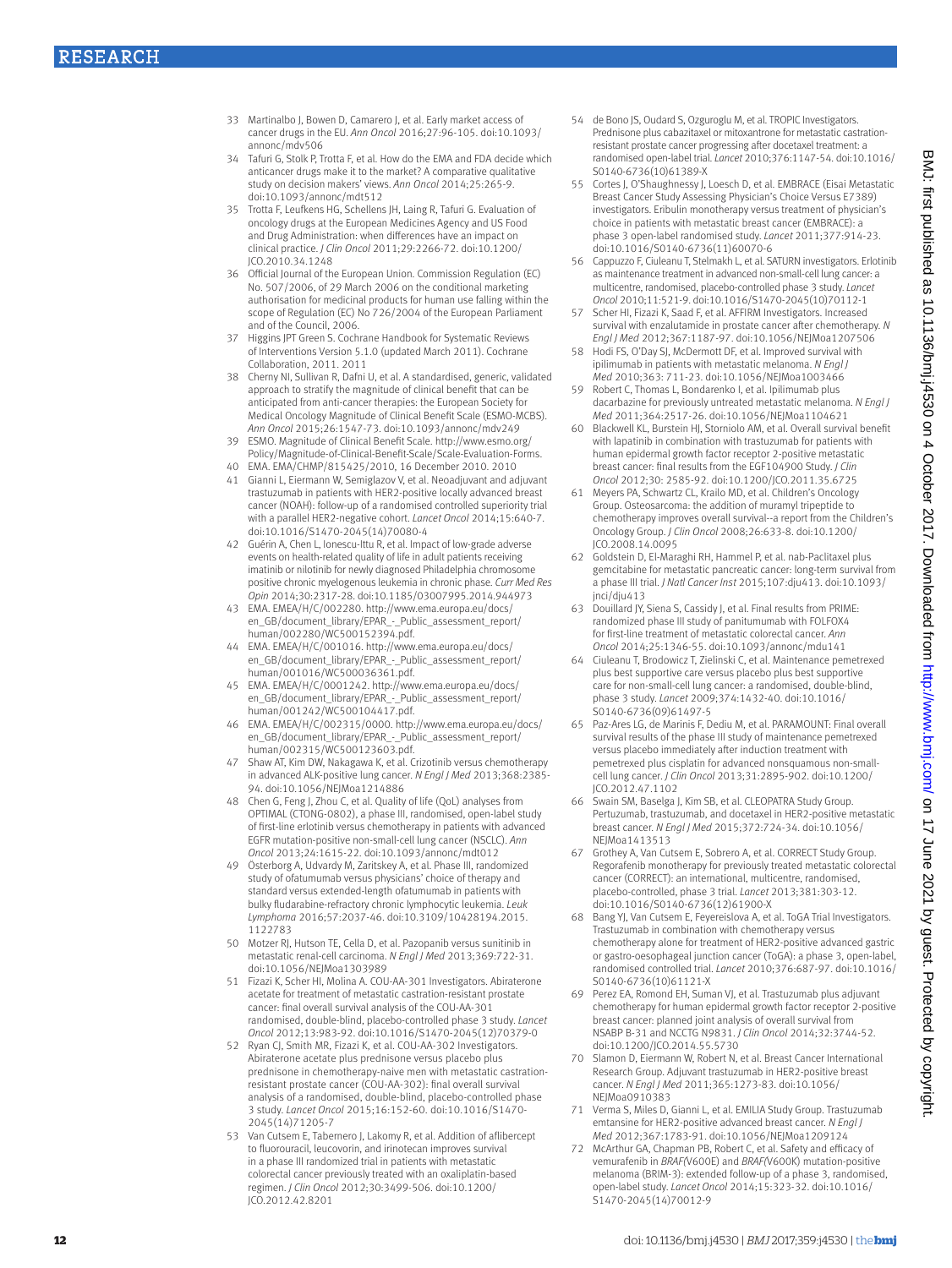33 Martinalbo J, Bowen D, Camarero J, et al. Early market access of cancer drugs in the EU. *Ann Oncol* 2016;27:96-105. doi:10.1093/annonc/mdv506

34 Tafuri G, Stolk P, Trotta F, et al. How do the EMA and FDA decide which anticancer drugs make it to the market? A comparative qualitative study on decision makers' views. *Ann Oncol* 2014;25:265-9. doi:10.1093/annonc/mdt512

35 Trotta F, Leufkens HG, Schellens JH, Laing R, Tafuri G. Evaluation of oncology drugs at the European Medicines Agency and US Food and Drug Administration: when differences have an impact on clinical practice. *J Clin Oncol* 2011;29:2266-72. doi:10.1200/JCO.2010.34.1248

36 Official Journal of the European Union. Commission Regulation (EC) No. 507/2006, of 29 March 2006 on the conditional marketing authorisation for medicinal products for human use falling within the scope of Regulation (EC) No 726/2004 of the European Parliament and of the Council, 2006.

37 Higgins JPT Green S. Cochrane Handbook for Systematic Reviews of Interventions Version 5.1.0 (updated March 2011). Cochrane Collaboration, 2011. 2011

38 Cherny NI, Sullivan R, Dafni U, et al. A standardised, generic, validated approach to stratify the magnitude of clinical benefit that can be anticipated from anti-cancer therapies: the European Society for Medical Oncology Magnitude of Clinical Benefit Scale (ESMO-MCBS). *Ann Oncol* 2015;26:1547-73. doi:10.1093/annonc/mdv249

39 ESMO. Magnitude of Clinical Benefit Scale. http://www.esmo.org/Policy/Magnitude-of-Clinical-Benefit-Scale/Scale-Evaluation-Forms.

40 EMA. EMA/CHMP/815425/2010, 16 December 2010. 2010

41 Gianni L, Eiermann W, Semiglazov V, et al. Neoadjuvant and adjuvant trastuzumab in patients with HER2-positive locally advanced breast cancer (NOAH): follow-up of a randomised controlled superiority trial with a parallel HER2-negative cohort. *Lancet Oncol* 2014;15:640-7. doi:10.1016/S1470-2045(14)70080-4

42 Guérin A, Chen L, Ionescu-Ittu R, et al. Impact of low-grade adverse events on health-related quality of life in adult patients receiving imatinib or nilotinib for newly diagnosed Philadelphia chromosome positive chronic myelogenous leukemia in chronic phase. *Curr Med Res Opin* 2014;30:2317-28. doi:10.1185/03007995.2014.944973

43 EMA. EMEA/H/C/002280. http://www.ema.europa.eu/docs/en_GB/document_library/EPAR_-_Public_assessment_report/human/002280/WC500152394.pdf.

44 EMA. EMEA/H/C/001016. http://www.ema.europa.eu/docs/en_GB/document_library/EPAR_-_Public_assessment_report/human/001016/WC500036361.pdf.

45 EMA. EMEA/H/C/0001242. http://www.ema.europa.eu/docs/en_GB/document_library/EPAR_-_Public_assessment_report/human/001242/WC500104417.pdf.

46 EMA. EMEA/H/C/002315/0000. http://www.ema.europa.eu/docs/en_GB/document_library/EPAR_-_Public_assessment_report/human/002315/WC500123603.pdf.

47 Shaw AT, Kim DW, Nakagawa K, et al. Crizotinib versus chemotherapy in advanced ALK-positive lung cancer. *N Engl J Med* 2013;368:2385-94. doi:10.1056/NEJMoa1214886

48 Chen G, Feng J, Zhou C, et al. Quality of life (QoL) analyses from OPTIMAL (CTONG-0802), a phase III, randomised, open-label study of first-line erlotinib versus chemotherapy in patients with advanced EGFR mutation-positive non-small-cell lung cancer (NSCLC). *Ann Oncol* 2013;24:1615-22. doi:10.1093/annonc/mdt012

49 Österborg A, Udvardy M, Zaritskey A, et al. Phase III, randomized study of ofatumumab versus physicians' choice of therapy and standard versus extended-length ofatumumab in patients with bulky fludarabine-refractory chronic lymphocytic leukemia. *Leuk Lymphoma* 2016;57:2037-46. doi:10.3109/10428194.2015.1122783

50 Motzer RJ, Hutson TE, Cella D, et al. Pazopanib versus sunitinib in metastatic renal-cell carcinoma. *N Engl J Med* 2013;369:722-31. doi:10.1056/NEJMoa1303989

51 Fizazi K, Scher HI, Molina A. COU-AA-301 Investigators. Abiraterone acetate for treatment of metastatic castration-resistant prostate cancer: final overall survival analysis of the COU-AA-301 randomised, double-blind, placebo-controlled phase 3 study. *Lancet Oncol* 2012;13:983-92. doi:10.1016/S1470-2045(12)70379-0

52 Ryan CJ, Smith MR, Fizazi K, et al. COU-AA-302 Investigators. Abiraterone acetate plus prednisone versus placebo plus prednisone in chemotherapy-naive men with metastatic castration-resistant prostate cancer (COU-AA-302): final overall survival analysis of a randomised, double-blind, placebo-controlled phase 3 study. *Lancet Oncol* 2015;16:152-60. doi:10.1016/S1470-2045(14)71205-7

53 Van Cutsem E, Tabernero J, Lakomy R, et al. Addition of aflibercept to fluorouracil, leucovorin, and irinotecan improves survival in a phase III randomized trial in patients with metastatic colorectal cancer previously treated with an oxaliplatin-based regimen. *J Clin Oncol* 2012;30:3499-506. doi:10.1200/JCO.2012.42.8201

54 de Bono JS, Oudard S, Ozguroglu M, et al. TROPIC Investigators. Prednisone plus cabazitaxel or mitoxantrone for metastatic castration-resistant prostate cancer progressing after docetaxel treatment: a randomised open-label trial. *Lancet* 2010;376:1147-54. doi:10.1016/S0140-6736(10)61389-X

55 Cortes J, O'Shaughnessy J, Loesch D, et al. EMBRACE (Eisai Metastatic Breast Cancer Study Assessing Physician's Choice Versus E7389) investigators. Eribulin monotherapy versus treatment of physician's choice in patients with metastatic breast cancer (EMBRACE): a phase 3 open-label randomised study. *Lancet* 2011;377:914-23. doi:10.1016/S0140-6736(11)60070-6

56 Cappuzzo F, Ciuleanu T, Stelmakh L, et al. SATURN investigators. Erlotinib as maintenance treatment in advanced non-small-cell lung cancer: a multicentre, randomised, placebo-controlled phase 3 study. *Lancet Oncol* 2010;11:521-9. doi:10.1016/S1470-2045(10)70112-1

57 Scher HI, Fizazi K, Saad F, et al. AFFIRM Investigators. Increased survival with enzalutamide in prostate cancer after chemotherapy. *N Engl J Med* 2012;367:1187-97. doi:10.1056/NEJMoa1207506

58 Hodi FS, O'Day SJ, McDermott DF, et al. Improved survival with ipilimumab in patients with metastatic melanoma. *N Engl J Med* 2010;363: 711-23. doi:10.1056/NEJMoa1003466

59 Robert C, Thomas L, Bondarenko I, et al. Ipilimumab plus dacarbazine for previously untreated metastatic melanoma. *N Engl J Med* 2011;364:2517-26. doi:10.1056/NEJMoa1104621

60 Blackwell KL, Burstein HJ, Storniolo AM, et al. Overall survival benefit with lapatinib in combination with trastuzumab for patients with human epidermal growth factor receptor 2-positive metastatic breast cancer: final results from the EGF104900 Study. *J Clin Oncol* 2012;30: 2585-92. doi:10.1200/JCO.2011.35.6725

61 Meyers PA, Schwartz CL, Krailo MD, et al. Children's Oncology Group. Osteosarcoma: the addition of muramyl tripeptide to chemotherapy improves overall survival--a report from the Children's Oncology Group. *J Clin Oncol* 2008;26:633-8. doi:10.1200/JCO.2008.14.0095

62 Goldstein D, El-Maraghi RH, Hammel P, et al. nab-Paclitaxel plus gemcitabine for metastatic pancreatic cancer: long-term survival from a phase III trial. *J Natl Cancer Inst* 2015;107:dju413. doi:10.1093/jnci/dju413

63 Douillard JY, Siena S, Cassidy J, et al. Final results from PRIME: randomized phase III study of panitumumab with FOLFOX4 for first-line treatment of metastatic colorectal cancer. *Ann Oncol* 2014;25:1346-55. doi:10.1093/annonc/mdu141

64 Ciuleanu T, Brodowicz T, Zielinski C, et al. Maintenance pemetrexed plus best supportive care versus placebo plus best supportive care for non-small-cell lung cancer: a randomised, double-blind, phase 3 study. *Lancet* 2009;374:1432-40. doi:10.1016/S0140-6736(09)61497-5

65 Paz-Ares LG, de Marinis F, Dediu M, et al. PARAMOUNT: Final overall survival results of the phase III study of maintenance pemetrexed versus placebo immediately after induction treatment with pemetrexed plus cisplatin for advanced nonsquamous non-small-cell lung cancer. *J Clin Oncol* 2013;31:2895-902. doi:10.1200/JCO.2012.47.1102

66 Swain SM, Baselga J, Kim SB, et al. CLEOPATRA Study Group. Pertuzumab, trastuzumab, and docetaxel in HER2-positive metastatic breast cancer. *N Engl J Med* 2015;372:724-34. doi:10.1056/NEJMoa1413513

67 Grothey A, Van Cutsem E, Sobrero A, et al. CORRECT Study Group. Regorafenib monotherapy for previously treated metastatic colorectal cancer (CORRECT): an international, multicentre, randomised, placebo-controlled, phase 3 trial. *Lancet* 2013;381:303-12. doi:10.1016/S0140-6736(12)61900-X

68 Bang YJ, Van Cutsem E, Feyereislova A, et al. ToGA Trial Investigators. Trastuzumab in combination with chemotherapy versus chemotherapy alone for treatment of HER2-positive advanced gastric or gastro-oesophageal junction cancer (ToGA): a phase 3, open-label, randomised controlled trial. *Lancet* 2010;376:687-97. doi:10.1016/S0140-6736(10)61121-X

69 Perez EA, Romond EH, Suman VJ, et al. Trastuzumab plus adjuvant chemotherapy for human epidermal growth factor receptor 2-positive breast cancer: planned joint analysis of overall survival from NSABP B-31 and NCCTG N9831. *J Clin Oncol* 2014;32:3744-52. doi:10.1200/JCO.2014.55.5730

70 Slamon D, Eiermann W, Robert N, et al. Breast Cancer International Research Group. Adjuvant trastuzumab in HER2-positive breast cancer. *N Engl J Med* 2011;365:1273-83. doi:10.1056/NEJMoa0910383

71 Verma S, Miles D, Gianni L, et al. EMILIA Study Group. Trastuzumab emtansine for HER2-positive advanced breast cancer. *N Engl J Med* 2012;367:1783-91. doi:10.1056/NEJMoa1209124

72 McArthur GA, Chapman PB, Robert C, et al. Safety and efficacy of vemurafenib in *BRAF*(V600E) and *BRAF*(V600K) mutation-positive melanoma (BRIM-3): extended follow-up of a phase 3, randomised, open-label study. *Lancet Oncol* 2014;15:323-32. doi:10.1016/S1470-2045(14)70012-9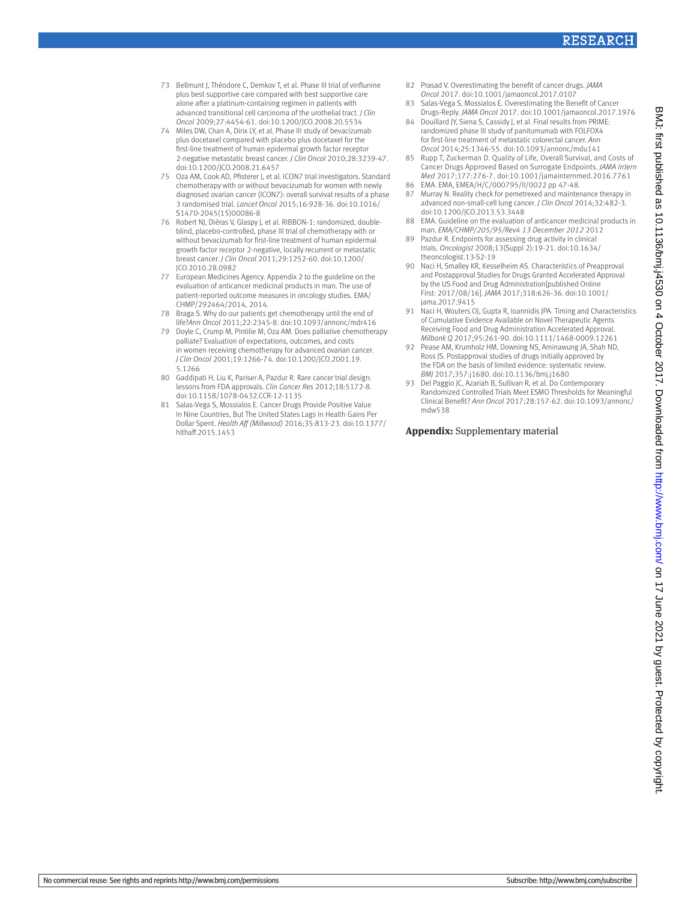73 Bellmunt J, Théodore C, Demkov T, et al. Phase III trial of vinflunine plus best supportive care compared with best supportive care alone after a platinum-containing regimen in patients with advanced transitional cell carcinoma of the urothelial tract. *J Clin Oncol* 2009;27:4454-61. doi:10.1200/JCO.2008.20.5534

74 Miles DW, Chan A, Dirix LY, et al. Phase III study of bevacizumab plus docetaxel compared with placebo plus docetaxel for the first-line treatment of human epidermal growth factor receptor 2-negative metastatic breast cancer. *J Clin Oncol* 2010;28:3239-47. doi:10.1200/JCO.2008.21.6457

75 Oza AM, Cook AD, Pfisterer J, et al. ICON7 trial investigators. Standard chemotherapy with or without bevacizumab for women with newly diagnosed ovarian cancer (ICON7): overall survival results of a phase 3 randomised trial. *Lancet Oncol* 2015;16:928-36. doi:10.1016/S1470-2045(15)00086-8

76 Robert NJ, Diéras V, Glaspy J, et al. RIBBON-1: randomized, double-blind, placebo-controlled, phase III trial of chemotherapy with or without bevacizumab for first-line treatment of human epidermal growth factor receptor 2-negative, locally recurrent or metastatic breast cancer. *J Clin Oncol* 2011;29:1252-60. doi:10.1200/JCO.2010.28.0982

77 European Medicines Agency. Appendix 2 to the guideline on the evaluation of anticancer medicinal products in man. The use of patient-reported outcome measures in oncology studies. EMA/CHMP/292464/2014, 2014.

78 Braga S. Why do our patients get chemotherapy until the end of life?*Ann Oncol* 2011;22:2345-8. doi:10.1093/annonc/mdr416

79 Doyle C, Crump M, Pintilie M, Oza AM. Does palliative chemotherapy palliate? Evaluation of expectations, outcomes, and costs in women receiving chemotherapy for advanced ovarian cancer. *J Clin Oncol* 2001;19:1266-74. doi:10.1200/JCO.2001.19.5.1266

80 Gaddipati H, Liu K, Pariser A, Pazdur R. Rare cancer trial design: lessons from FDA approvals. *Clin Cancer Res* 2012;18:5172-8. doi:10.1158/1078-0432.CCR-12-1135

81 Salas-Vega S, Mossialos E. Cancer Drugs Provide Positive Value In Nine Countries, But The United States Lags In Health Gains Per Dollar Spent. *Health Aff (Millwood)* 2016;35:813-23. doi:10.1377/hlthaff.2015.1453

82 Prasad V. Overestimating the benefit of cancer drugs. *JAMA Oncol* 2017. doi:10.1001/jamaoncol.2017.0107

83 Salas-Vega S, Mossialos E. Overestimating the Benefit of Cancer Drugs-Reply. *JAMA Oncol* 2017. doi:10.1001/jamaoncol.2017.1976

84 Douillard JY, Siena S, Cassidy J, et al. Final results from PRIME: randomized phase III study of panitumumab with FOLFOX4 for first-line treatment of metastatic colorectal cancer. *Ann Oncol* 2014;25:1346-55. doi:10.1093/annonc/mdu141

85 Rupp T, Zuckerman D. Quality of Life, Overall Survival, and Costs of Cancer Drugs Approved Based on Surrogate Endpoints. *JAMA Intern Med* 2017;177:276-7. doi:10.1001/jamainternmed.2016.7761

86 EMA. EMA, EMEA/H/C/000795/II/0022 pp 47-48.

87 Murray N. Reality check for pemetrexed and maintenance therapy in advanced non-small-cell lung cancer. *J Clin Oncol* 2014;32:482-3. doi:10.1200/JCO.2013.53.3448

88 EMA. Guideline on the evaluation of anticancer medicinal products in man. *EMA/CHMP/205/95/Rev4 13 December 2012* 2012

89 Pazdur R. Endpoints for assessing drug activity in clinical trials. *Oncologist* 2008;13(Suppl 2):19-21. doi:10.1634/theoncologist.13-S2-19

90 Naci H, Smalley KR, Kesselheim AS. Characteristics of Preapproval and Postapproval Studies for Drugs Granted Accelerated Approval by the US Food and Drug Administration[published Online First: 2017/08/16]. *JAMA* 2017;318:626-36. doi:10.1001/jama.2017.9415

91 Naci H, Wouters OJ, Gupta R, Ioannidis JPA. Timing and Characteristics of Cumulative Evidence Available on Novel Therapeutic Agents Receiving Food and Drug Administration Accelerated Approval. *Milbank Q* 2017;95:261-90. doi:10.1111/1468-0009.12261

92 Pease AM, Krumholz HM, Downing NS, Aminawung JA, Shah ND, Ross JS. Postapproval studies of drugs initially approved by the FDA on the basis of limited evidence: systematic review. *BMJ* 2017;357:j1680. doi:10.1136/bmj.j1680

93 Del Paggio JC, Azariah B, Sullivan R, et al. Do Contemporary Randomized Controlled Trials Meet ESMO Thresholds for Meaningful Clinical Benefit? *Ann Oncol* 2017;28:157-62. doi:10.1093/annonc/mdw538

**Appendix:** Supplementary material